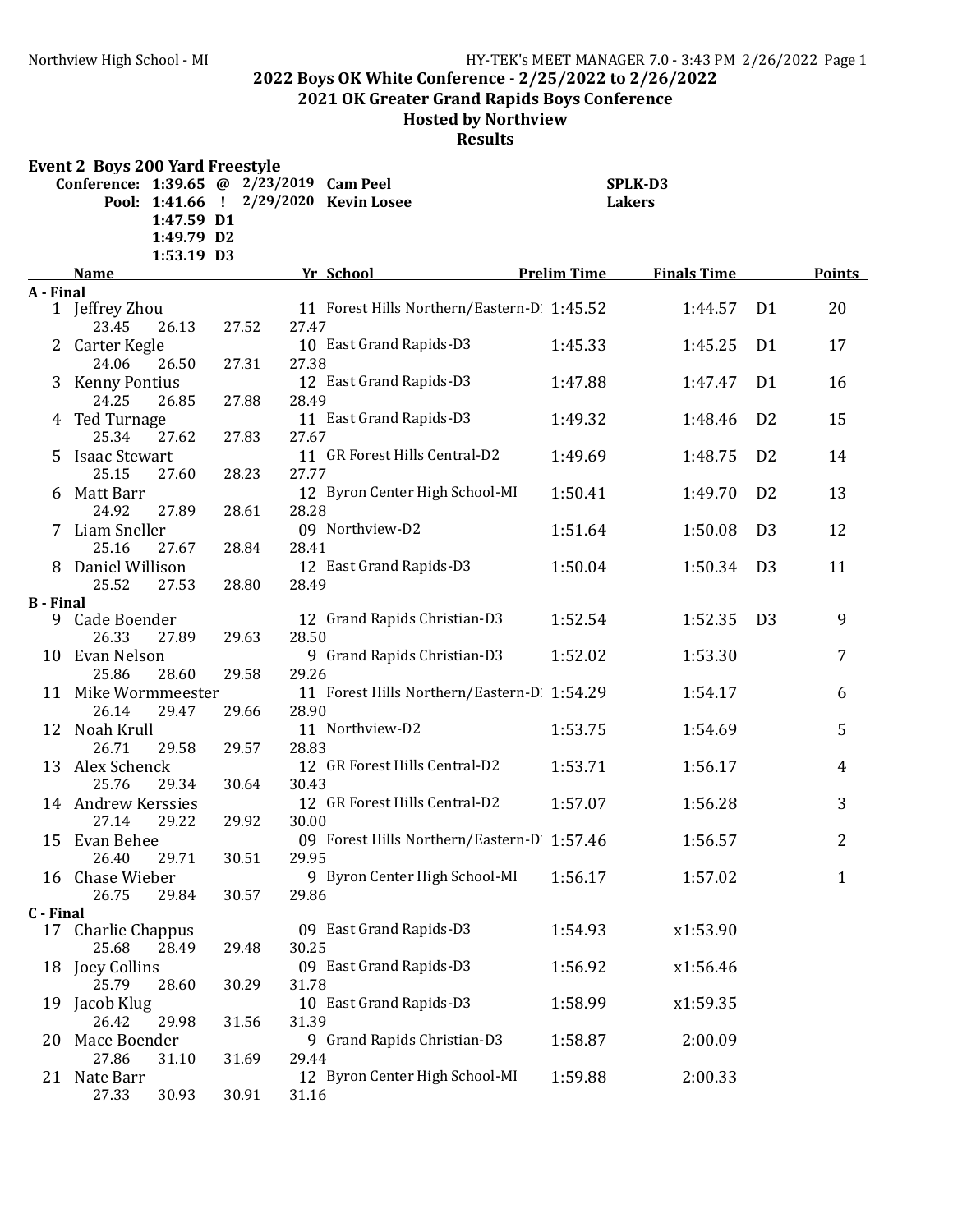# 2022 Boys OK White Conference - 2/25/2022 to 2/26/2022

## 2021 OK Greater Grand Rapids Boys Conference

## Hosted by Northview

## Results

### Event 2 Boys 200 Yard Freestyle

| | | | | | |
|---|---|---|---|---|---|
| Conference: | 1:39.65 | @ | 2/23/2019 | Cam Peel | SPLK-D3 |
| Pool: | 1:41.66 | ! | 2/29/2020 | Kevin Losee | Lakers |
| | 1:47.59 | D1 | | | |
| | 1:49.79 | D2 | | | |
| | 1:53.19 | D3 | | | |

| | Name | Yr | School | Prelim Time | Finals Time | | Points |
|---|---|---|---|---|---|---|---|
| **A - Final** | | | | | | | |
| 1 | Jeffrey Zhou | 11 | Forest Hills Northern/Eastern-D1 | 1:45.52 | 1:44.57 | D1 | 20 |
| | 23.45 26.13 27.52 27.47 | | | | | | |
| 2 | Carter Kegle | 10 | East Grand Rapids-D3 | 1:45.33 | 1:45.25 | D1 | 17 |
| | 24.06 26.50 27.31 27.38 | | | | | | |
| 3 | Kenny Pontius | 12 | East Grand Rapids-D3 | 1:47.88 | 1:47.47 | D1 | 16 |
| | 24.25 26.85 27.88 28.49 | | | | | | |
| 4 | Ted Turnage | 11 | East Grand Rapids-D3 | 1:49.32 | 1:48.46 | D2 | 15 |
| | 25.34 27.62 27.83 27.67 | | | | | | |
| 5 | Isaac Stewart | 11 | GR Forest Hills Central-D2 | 1:49.69 | 1:48.75 | D2 | 14 |
| | 25.15 27.60 28.23 27.77 | | | | | | |
| 6 | Matt Barr | 12 | Byron Center High School-MI | 1:50.41 | 1:49.70 | D2 | 13 |
| | 24.92 27.89 28.61 28.28 | | | | | | |
| 7 | Liam Sneller | 09 | Northview-D2 | 1:51.64 | 1:50.08 | D3 | 12 |
| | 25.16 27.67 28.84 28.41 | | | | | | |
| 8 | Daniel Willison | 12 | East Grand Rapids-D3 | 1:50.04 | 1:50.34 | D3 | 11 |
| | 25.52 27.53 28.80 28.49 | | | | | | |
| **B - Final** | | | | | | | |
| 9 | Cade Boender | 12 | Grand Rapids Christian-D3 | 1:52.54 | 1:52.35 | D3 | 9 |
| | 26.33 27.89 29.63 28.50 | | | | | | |
| 10 | Evan Nelson | 9 | Grand Rapids Christian-D3 | 1:52.02 | 1:53.30 | | 7 |
| | 25.86 28.60 29.58 29.26 | | | | | | |
| 11 | Mike Wormmeester | 11 | Forest Hills Northern/Eastern-D1 | 1:54.29 | 1:54.17 | | 6 |
| | 26.14 29.47 29.66 28.90 | | | | | | |
| 12 | Noah Krull | 11 | Northview-D2 | 1:53.75 | 1:54.69 | | 5 |
| | 26.71 29.58 29.57 28.83 | | | | | | |
| 13 | Alex Schenck | 12 | GR Forest Hills Central-D2 | 1:53.71 | 1:56.17 | | 4 |
| | 25.76 29.34 30.64 30.43 | | | | | | |
| 14 | Andrew Kerssies | 12 | GR Forest Hills Central-D2 | 1:57.07 | 1:56.28 | | 3 |
| | 27.14 29.22 29.92 30.00 | | | | | | |
| 15 | Evan Behee | 09 | Forest Hills Northern/Eastern-D1 | 1:57.46 | 1:56.57 | | 2 |
| | 26.40 29.71 30.51 29.95 | | | | | | |
| 16 | Chase Wieber | 9 | Byron Center High School-MI | 1:56.17 | 1:57.02 | | 1 |
| | 26.75 29.84 30.57 29.86 | | | | | | |
| **C - Final** | | | | | | | |
| 17 | Charlie Chappus | 09 | East Grand Rapids-D3 | 1:54.93 | x1:53.90 | | |
| | 25.68 28.49 29.48 30.25 | | | | | | |
| 18 | Joey Collins | 09 | East Grand Rapids-D3 | 1:56.92 | x1:56.46 | | |
| | 25.79 28.60 30.29 31.78 | | | | | | |
| 19 | Jacob Klug | 10 | East Grand Rapids-D3 | 1:58.99 | x1:59.35 | | |
| | 26.42 29.98 31.56 31.39 | | | | | | |
| 20 | Mace Boender | 9 | Grand Rapids Christian-D3 | 1:58.87 | 2:00.09 | | |
| | 27.86 31.10 31.69 29.44 | | | | | | |
| 21 | Nate Barr | 12 | Byron Center High School-MI | 1:59.88 | 2:00.33 | | |
| | 27.33 30.93 30.91 31.16 | | | | | | |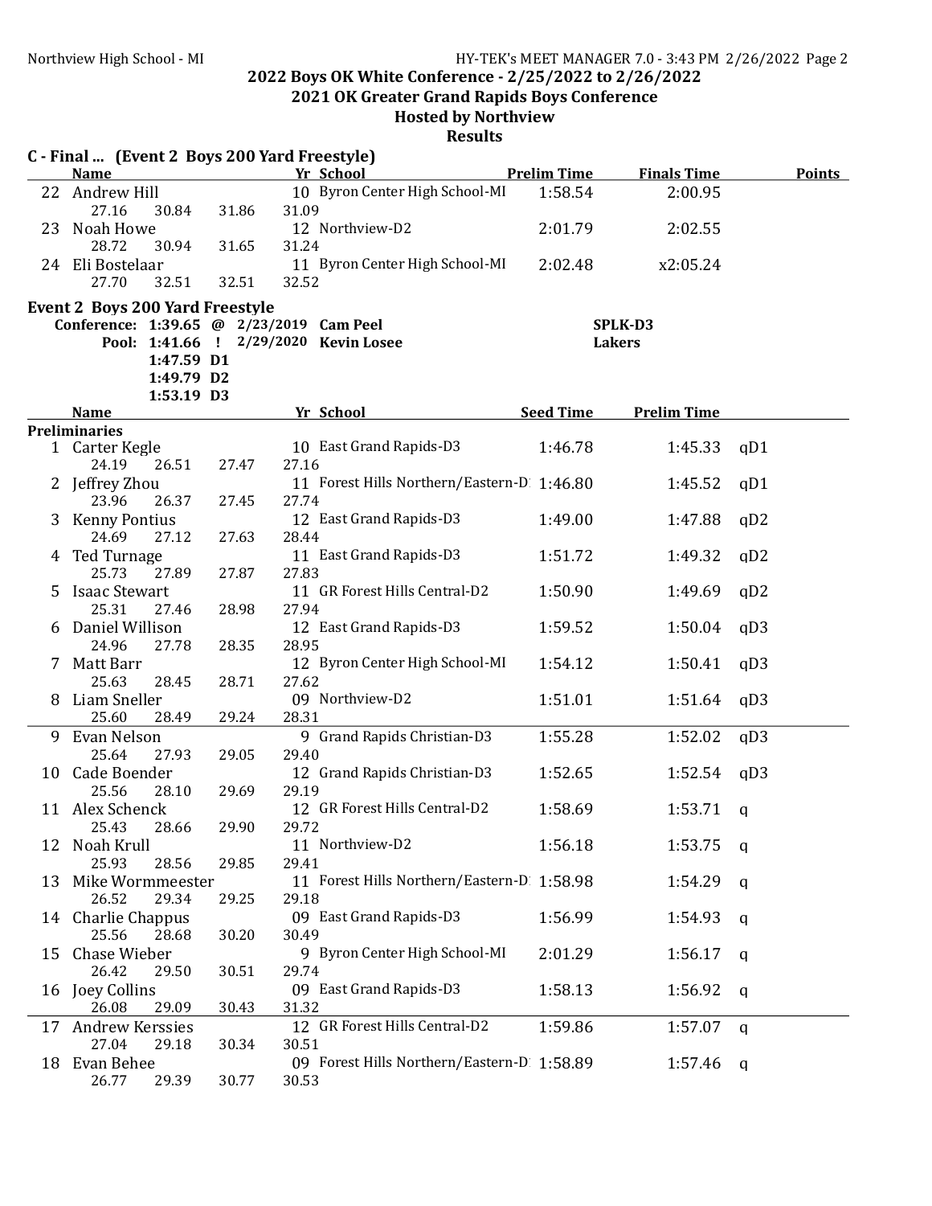# 2022 Boys OK White Conference - 2/25/2022 to 2/26/2022

## 2021 OK Greater Grand Rapids Boys Conference

### Hosted by Northview

### Results

**C - Final ... (Event 2 Boys 200 Yard Freestyle)**

| | Name | Yr | School | Prelim Time | Finals Time | Points |
|---|---|---|---|---|---|---|
| 22 | Andrew Hill | 10 | Byron Center High School-MI | 1:58.54 | 2:00.95 | |
| | 27.16 30.84 31.86 31.09 | | | | | |
| 23 | Noah Howe | 12 | Northview-D2 | 2:01.79 | 2:02.55 | |
| | 28.72 30.94 31.65 31.24 | | | | | |
| 24 | Eli Bostelaar | 11 | Byron Center High School-MI | 2:02.48 | x2:05.24 | |
| | 27.70 32.51 32.51 32.52 | | | | | |

**Event 2 Boys 200 Yard Freestyle**

Conference: 1:39.65 @ 2/23/2019 Cam Peel SPLK-D3
Pool: 1:41.66 ! 2/29/2020 Kevin Losee Lakers
1:47.59 D1
1:49.79 D2
1:53.19 D3

| | Name | Yr | School | Seed Time | Prelim Time | |
|---|---|---|---|---|---|---|
| **Preliminaries** | | | | | | |
| 1 | Carter Kegle | 10 | East Grand Rapids-D3 | 1:46.78 | 1:45.33 | qD1 |
| | 24.19 26.51 27.47 27.16 | | | | | |
| 2 | Jeffrey Zhou | 11 | Forest Hills Northern/Eastern-D1 | 1:46.80 | 1:45.52 | qD1 |
| | 23.96 26.37 27.45 27.74 | | | | | |
| 3 | Kenny Pontius | 12 | East Grand Rapids-D3 | 1:49.00 | 1:47.88 | qD2 |
| | 24.69 27.12 27.63 28.44 | | | | | |
| 4 | Ted Turnage | 11 | East Grand Rapids-D3 | 1:51.72 | 1:49.32 | qD2 |
| | 25.73 27.89 27.87 27.83 | | | | | |
| 5 | Isaac Stewart | 11 | GR Forest Hills Central-D2 | 1:50.90 | 1:49.69 | qD2 |
| | 25.31 27.46 28.98 27.94 | | | | | |
| 6 | Daniel Willison | 12 | East Grand Rapids-D3 | 1:59.52 | 1:50.04 | qD3 |
| | 24.96 27.78 28.35 28.95 | | | | | |
| 7 | Matt Barr | 12 | Byron Center High School-MI | 1:54.12 | 1:50.41 | qD3 |
| | 25.63 28.45 28.71 27.62 | | | | | |
| 8 | Liam Sneller | 09 | Northview-D2 | 1:51.01 | 1:51.64 | qD3 |
| | 25.60 28.49 29.24 28.31 | | | | | |
| 9 | Evan Nelson | 9 | Grand Rapids Christian-D3 | 1:55.28 | 1:52.02 | qD3 |
| | 25.64 27.93 29.05 29.40 | | | | | |
| 10 | Cade Boender | 12 | Grand Rapids Christian-D3 | 1:52.65 | 1:52.54 | qD3 |
| | 25.56 28.10 29.69 29.19 | | | | | |
| 11 | Alex Schenck | 12 | GR Forest Hills Central-D2 | 1:58.69 | 1:53.71 | q |
| | 25.43 28.66 29.90 29.72 | | | | | |
| 12 | Noah Krull | 11 | Northview-D2 | 1:56.18 | 1:53.75 | q |
| | 25.93 28.56 29.85 29.41 | | | | | |
| 13 | Mike Wormmeester | 11 | Forest Hills Northern/Eastern-D1 | 1:58.98 | 1:54.29 | q |
| | 26.52 29.34 29.25 29.18 | | | | | |
| 14 | Charlie Chappus | 09 | East Grand Rapids-D3 | 1:56.99 | 1:54.93 | q |
| | 25.56 28.68 30.20 30.49 | | | | | |
| 15 | Chase Wieber | 9 | Byron Center High School-MI | 2:01.29 | 1:56.17 | q |
| | 26.42 29.50 30.51 29.74 | | | | | |
| 16 | Joey Collins | 09 | East Grand Rapids-D3 | 1:58.13 | 1:56.92 | q |
| | 26.08 29.09 30.43 31.32 | | | | | |
| 17 | Andrew Kerssies | 12 | GR Forest Hills Central-D2 | 1:59.86 | 1:57.07 | q |
| | 27.04 29.18 30.34 30.51 | | | | | |
| 18 | Evan Behee | 09 | Forest Hills Northern/Eastern-D1 | 1:58.89 | 1:57.46 | q |
| | 26.77 29.39 30.77 30.53 | | | | | |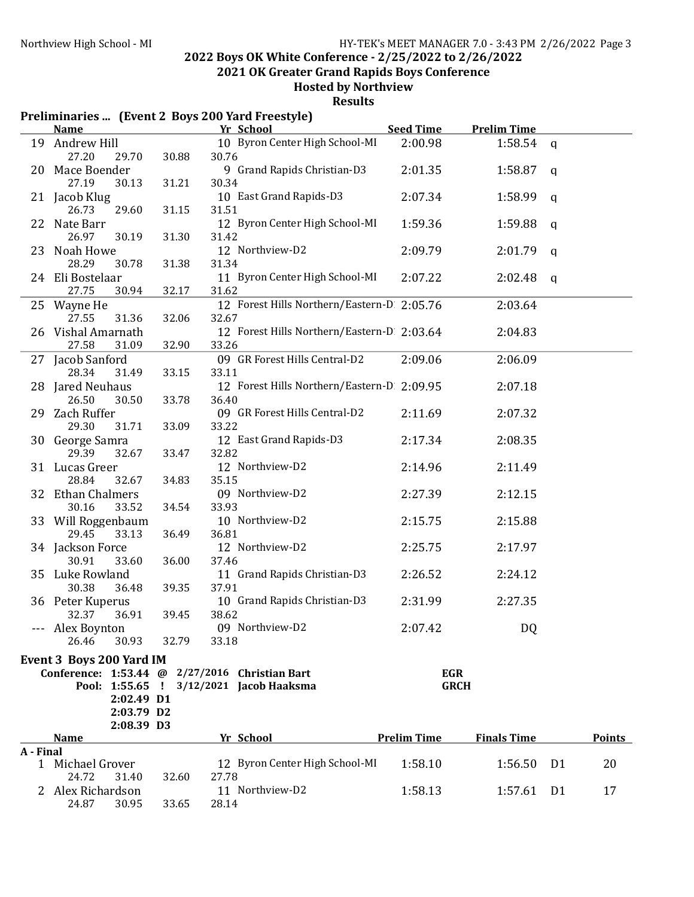## 2022 Boys OK White Conference - 2/25/2022 to 2/26/2022
## 2021 OK Greater Grand Rapids Boys Conference
## Hosted by Northview
## Results

### Preliminaries ... (Event 2 Boys 200 Yard Freestyle)

| | Name | Yr | School | Seed Time | Prelim Time | |
|---|---|---|---|---|---|---|
| 19 | Andrew Hill | 10 | Byron Center High School-MI | 2:00.98 | 1:58.54 | q |
| | 27.20 29.70 30.88 30.76 | | | | | |
| 20 | Mace Boender | 9 | Grand Rapids Christian-D3 | 2:01.35 | 1:58.87 | q |
| | 27.19 30.13 31.21 30.34 | | | | | |
| 21 | Jacob Klug | 10 | East Grand Rapids-D3 | 2:07.34 | 1:58.99 | q |
| | 26.73 29.60 31.15 31.51 | | | | | |
| 22 | Nate Barr | 12 | Byron Center High School-MI | 1:59.36 | 1:59.88 | q |
| | 26.97 30.19 31.30 31.42 | | | | | |
| 23 | Noah Howe | 12 | Northview-D2 | 2:09.79 | 2:01.79 | q |
| | 28.29 30.78 31.38 31.34 | | | | | |
| 24 | Eli Bostelaar | 11 | Byron Center High School-MI | 2:07.22 | 2:02.48 | q |
| | 27.75 30.94 32.17 31.62 | | | | | |
| 25 | Wayne He | 12 | Forest Hills Northern/Eastern-D | 2:05.76 | 2:03.64 | |
| | 27.55 31.36 32.06 32.67 | | | | | |
| 26 | Vishal Amarnath | 12 | Forest Hills Northern/Eastern-D | 2:03.64 | 2:04.83 | |
| | 27.58 31.09 32.90 33.26 | | | | | |
| 27 | Jacob Sanford | 09 | GR Forest Hills Central-D2 | 2:09.06 | 2:06.09 | |
| | 28.34 31.49 33.15 33.11 | | | | | |
| 28 | Jared Neuhaus | 12 | Forest Hills Northern/Eastern-D | 2:09.95 | 2:07.18 | |
| | 26.50 30.50 33.78 36.40 | | | | | |
| 29 | Zach Ruffer | 09 | GR Forest Hills Central-D2 | 2:11.69 | 2:07.32 | |
| | 29.30 31.71 33.09 33.22 | | | | | |
| 30 | George Samra | 12 | East Grand Rapids-D3 | 2:17.34 | 2:08.35 | |
| | 29.39 32.67 33.47 32.82 | | | | | |
| 31 | Lucas Greer | 12 | Northview-D2 | 2:14.96 | 2:11.49 | |
| | 28.84 32.67 34.83 35.15 | | | | | |
| 32 | Ethan Chalmers | 09 | Northview-D2 | 2:27.39 | 2:12.15 | |
| | 30.16 33.52 34.54 33.93 | | | | | |
| 33 | Will Roggenbaum | 10 | Northview-D2 | 2:15.75 | 2:15.88 | |
| | 29.45 33.13 36.49 36.81 | | | | | |
| 34 | Jackson Force | 12 | Northview-D2 | 2:25.75 | 2:17.97 | |
| | 30.91 33.60 36.00 37.46 | | | | | |
| 35 | Luke Rowland | 11 | Grand Rapids Christian-D3 | 2:26.52 | 2:24.12 | |
| | 30.38 36.48 39.35 37.91 | | | | | |
| 36 | Peter Kuperus | 10 | Grand Rapids Christian-D3 | 2:31.99 | 2:27.35 | |
| | 32.37 36.91 39.45 38.62 | | | | | |
| --- | Alex Boynton | 09 | Northview-D2 | 2:07.42 | DQ | |
| | 26.46 30.93 32.79 33.18 | | | | | |

### Event 3 Boys 200 Yard IM

Conference: 1:53.44 @ 2/27/2016 Christian Bart EGR
Pool: 1:55.65 ! 3/12/2021 Jacob Haaksma GRCH
2:02.49 D1
2:03.79 D2
2:08.39 D3

| | Name | Yr | School | Prelim Time | Finals Time | | Points |
|---|---|---|---|---|---|---|---|
| **A - Final** | | | | | | | |
| 1 | Michael Grover | 12 | Byron Center High School-MI | 1:58.10 | 1:56.50 | D1 | 20 |
| | 24.72 31.40 32.60 27.78 | | | | | | |
| 2 | Alex Richardson | 11 | Northview-D2 | 1:58.13 | 1:57.61 | D1 | 17 |
| | 24.87 30.95 33.65 28.14 | | | | | | |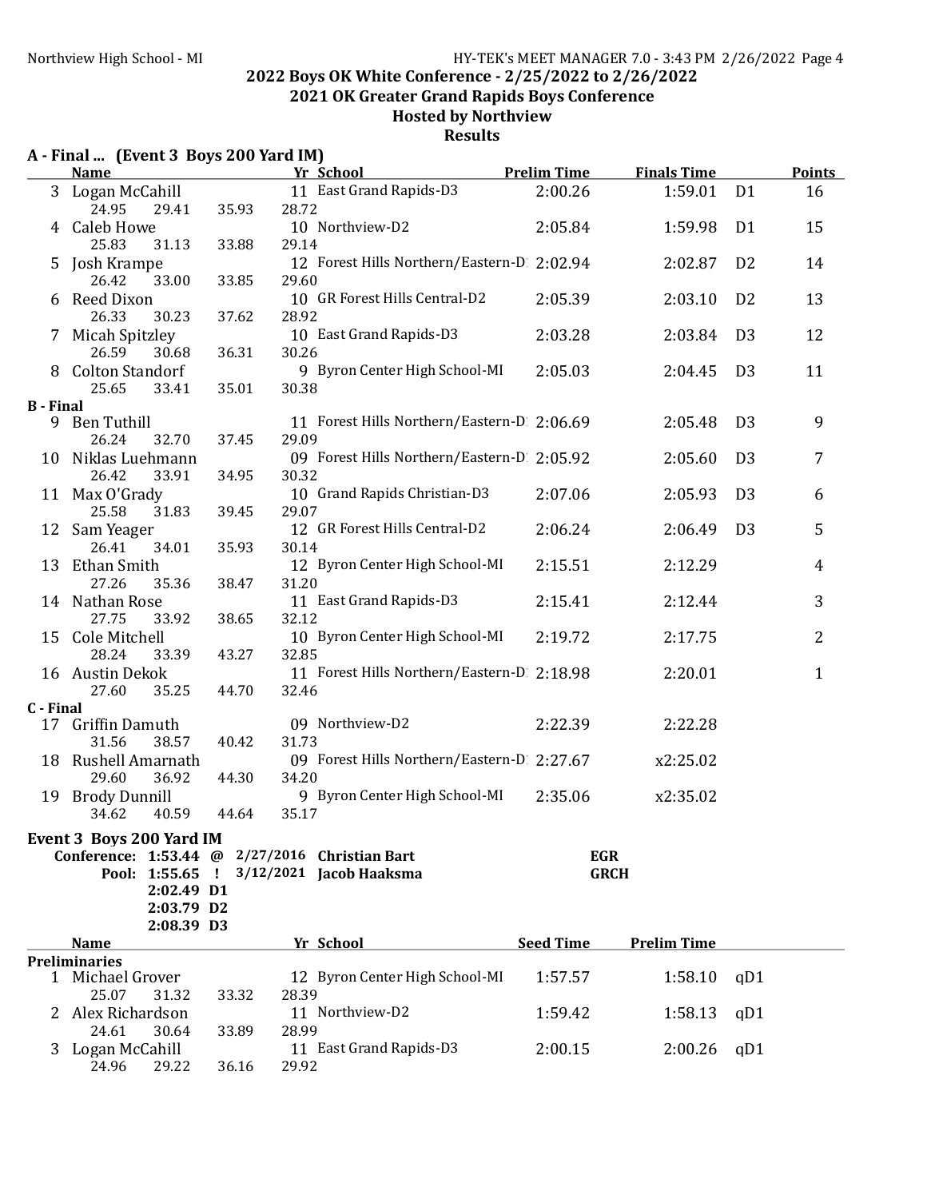# 2022 Boys OK White Conference - 2/25/2022 to 2/26/2022

## 2021 OK Greater Grand Rapids Boys Conference

### Hosted by Northview

### Results

**A - Final ... (Event 3 Boys 200 Yard IM)**

| | Name | Yr | School | Prelim Time | Finals Time | | Points |
|---|---|---|---|---|---|---|---|
| 3 | Logan McCahill | 11 | East Grand Rapids-D3 | 2:00.26 | 1:59.01 | D1 | 16 |
| | 24.95 29.41 35.93 28.72 | | | | | | |
| 4 | Caleb Howe | 10 | Northview-D2 | 2:05.84 | 1:59.98 | D1 | 15 |
| | 25.83 31.13 33.88 29.14 | | | | | | |
| 5 | Josh Krampe | 12 | Forest Hills Northern/Eastern-D | 2:02.94 | 2:02.87 | D2 | 14 |
| | 26.42 33.00 33.85 29.60 | | | | | | |
| 6 | Reed Dixon | 10 | GR Forest Hills Central-D2 | 2:05.39 | 2:03.10 | D2 | 13 |
| | 26.33 30.23 37.62 28.92 | | | | | | |
| 7 | Micah Spitzley | 10 | East Grand Rapids-D3 | 2:03.28 | 2:03.84 | D3 | 12 |
| | 26.59 30.68 36.31 30.26 | | | | | | |
| 8 | Colton Standorf | 9 | Byron Center High School-MI | 2:05.03 | 2:04.45 | D3 | 11 |
| | 25.65 33.41 35.01 30.38 | | | | | | |
| **B - Final** | | | | | | | |
| 9 | Ben Tuthill | 11 | Forest Hills Northern/Eastern-D | 2:06.69 | 2:05.48 | D3 | 9 |
| | 26.24 32.70 37.45 29.09 | | | | | | |
| 10 | Niklas Luehmann | 09 | Forest Hills Northern/Eastern-D | 2:05.92 | 2:05.60 | D3 | 7 |
| | 26.42 33.91 34.95 30.32 | | | | | | |
| 11 | Max O'Grady | 10 | Grand Rapids Christian-D3 | 2:07.06 | 2:05.93 | D3 | 6 |
| | 25.58 31.83 39.45 29.07 | | | | | | |
| 12 | Sam Yeager | 12 | GR Forest Hills Central-D2 | 2:06.24 | 2:06.49 | D3 | 5 |
| | 26.41 34.01 35.93 30.14 | | | | | | |
| 13 | Ethan Smith | 12 | Byron Center High School-MI | 2:15.51 | 2:12.29 | | 4 |
| | 27.26 35.36 38.47 31.20 | | | | | | |
| 14 | Nathan Rose | 11 | East Grand Rapids-D3 | 2:15.41 | 2:12.44 | | 3 |
| | 27.75 33.92 38.65 32.12 | | | | | | |
| 15 | Cole Mitchell | 10 | Byron Center High School-MI | 2:19.72 | 2:17.75 | | 2 |
| | 28.24 33.39 43.27 32.85 | | | | | | |
| 16 | Austin Dekok | 11 | Forest Hills Northern/Eastern-D | 2:18.98 | 2:20.01 | | 1 |
| | 27.60 35.25 44.70 32.46 | | | | | | |
| **C - Final** | | | | | | | |
| 17 | Griffin Damuth | 09 | Northview-D2 | 2:22.39 | 2:22.28 | | |
| | 31.56 38.57 40.42 31.73 | | | | | | |
| 18 | Rushell Amarnath | 09 | Forest Hills Northern/Eastern-D | 2:27.67 | x2:25.02 | | |
| | 29.60 36.92 44.30 34.20 | | | | | | |
| 19 | Brody Dunnill | 9 | Byron Center High School-MI | 2:35.06 | x2:35.02 | | |
| | 34.62 40.59 44.64 35.17 | | | | | | |

**Event 3 Boys 200 Yard IM**

| | | | | | |
|---|---|---|---|---|---|
| Conference: | 1:53.44 | @ | 2/27/2016 | Christian Bart | EGR |
| Pool: | 1:55.65 | ! | 3/12/2021 | Jacob Haaksma | GRCH |
| | 2:02.49 | D1 | | | |
| | 2:03.79 | D2 | | | |
| | 2:08.39 | D3 | | | |

| | Name | Yr | School | Seed Time | Prelim Time | |
|---|---|---|---|---|---|---|
| **Preliminaries** | | | | | | |
| 1 | Michael Grover | 12 | Byron Center High School-MI | 1:57.57 | 1:58.10 | qD1 |
| | 25.07 31.32 33.32 28.39 | | | | | |
| 2 | Alex Richardson | 11 | Northview-D2 | 1:59.42 | 1:58.13 | qD1 |
| | 24.61 30.64 33.89 28.99 | | | | | |
| 3 | Logan McCahill | 11 | East Grand Rapids-D3 | 2:00.15 | 2:00.26 | qD1 |
| | 24.96 29.22 36.16 29.92 | | | | | |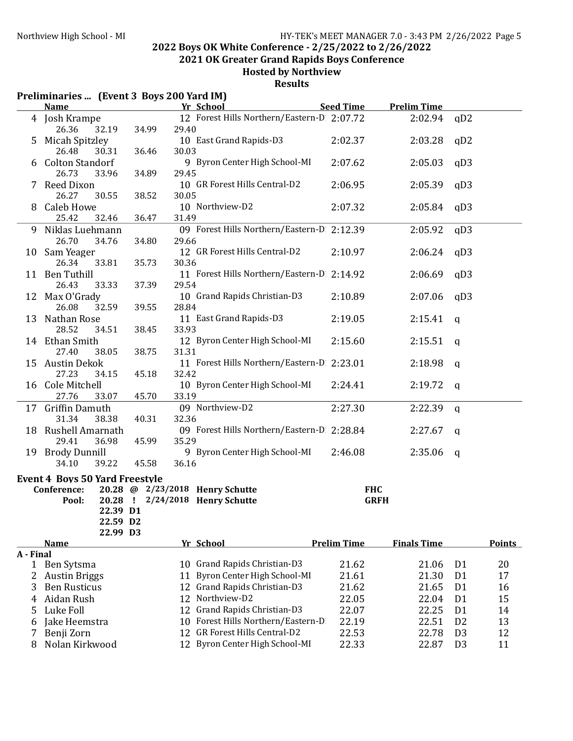## 2022 Boys OK White Conference - 2/25/2022 to 2/26/2022
## 2021 OK Greater Grand Rapids Boys Conference
## Hosted by Northview
## Results

### Preliminaries ... (Event 3 Boys 200 Yard IM)

| | Name | Yr | School | Seed Time | Prelim Time | |
|---|---|---|---|---|---|---|
| 4 | Josh Krampe | 12 | Forest Hills Northern/Eastern-D | 2:07.72 | 2:02.94 | qD2 |
| | 26.36 32.19 34.99 29.40 | | | | | |
| 5 | Micah Spitzley | 10 | East Grand Rapids-D3 | 2:02.37 | 2:03.28 | qD2 |
| | 26.48 30.31 36.46 30.03 | | | | | |
| 6 | Colton Standorf | 9 | Byron Center High School-MI | 2:07.62 | 2:05.03 | qD3 |
| | 26.73 33.96 34.89 29.45 | | | | | |
| 7 | Reed Dixon | 10 | GR Forest Hills Central-D2 | 2:06.95 | 2:05.39 | qD3 |
| | 26.27 30.55 38.52 30.05 | | | | | |
| 8 | Caleb Howe | 10 | Northview-D2 | 2:07.32 | 2:05.84 | qD3 |
| | 25.42 32.46 36.47 31.49 | | | | | |
| 9 | Niklas Luehmann | 09 | Forest Hills Northern/Eastern-D | 2:12.39 | 2:05.92 | qD3 |
| | 26.70 34.76 34.80 29.66 | | | | | |
| 10 | Sam Yeager | 12 | GR Forest Hills Central-D2 | 2:10.97 | 2:06.24 | qD3 |
| | 26.34 33.81 35.73 30.36 | | | | | |
| 11 | Ben Tuthill | 11 | Forest Hills Northern/Eastern-D | 2:14.92 | 2:06.69 | qD3 |
| | 26.43 33.33 37.39 29.54 | | | | | |
| 12 | Max O'Grady | 10 | Grand Rapids Christian-D3 | 2:10.89 | 2:07.06 | qD3 |
| | 26.08 32.59 39.55 28.84 | | | | | |
| 13 | Nathan Rose | 11 | East Grand Rapids-D3 | 2:19.05 | 2:15.41 | q |
| | 28.52 34.51 38.45 33.93 | | | | | |
| 14 | Ethan Smith | 12 | Byron Center High School-MI | 2:15.60 | 2:15.51 | q |
| | 27.40 38.05 38.75 31.31 | | | | | |
| 15 | Austin Dekok | 11 | Forest Hills Northern/Eastern-D | 2:23.01 | 2:18.98 | q |
| | 27.23 34.15 45.18 32.42 | | | | | |
| 16 | Cole Mitchell | 10 | Byron Center High School-MI | 2:24.41 | 2:19.72 | q |
| | 27.76 33.07 45.70 33.19 | | | | | |
| 17 | Griffin Damuth | 09 | Northview-D2 | 2:27.30 | 2:22.39 | q |
| | 31.34 38.38 40.31 32.36 | | | | | |
| 18 | Rushell Amarnath | 09 | Forest Hills Northern/Eastern-D | 2:28.84 | 2:27.67 | q |
| | 29.41 36.98 45.99 35.29 | | | | | |
| 19 | Brody Dunnill | 9 | Byron Center High School-MI | 2:46.08 | 2:35.06 | q |
| | 34.10 39.22 45.58 36.16 | | | | | |

### Event 4 Boys 50 Yard Freestyle

Conference: 20.28 @ 2/23/2018 Henry Schutte FHC
Pool: 20.28 ! 2/24/2018 Henry Schutte GRFH
22.39 D1
22.59 D2
22.99 D3

| | Name | Yr | School | Prelim Time | Finals Time | | Points |
|---|---|---|---|---|---|---|---|
| **A - Final** | | | | | | | |
| 1 | Ben Sytsma | 10 | Grand Rapids Christian-D3 | 21.62 | 21.06 | D1 | 20 |
| 2 | Austin Briggs | 11 | Byron Center High School-MI | 21.61 | 21.30 | D1 | 17 |
| 3 | Ben Rusticus | 12 | Grand Rapids Christian-D3 | 21.62 | 21.65 | D1 | 16 |
| 4 | Aidan Rush | 12 | Northview-D2 | 22.05 | 22.04 | D1 | 15 |
| 5 | Luke Foll | 12 | Grand Rapids Christian-D3 | 22.07 | 22.25 | D1 | 14 |
| 6 | Jake Heemstra | 10 | Forest Hills Northern/Eastern-D | 22.19 | 22.51 | D2 | 13 |
| 7 | Benji Zorn | 12 | GR Forest Hills Central-D2 | 22.53 | 22.78 | D3 | 12 |
| 8 | Nolan Kirkwood | 12 | Byron Center High School-MI | 22.33 | 22.87 | D3 | 11 |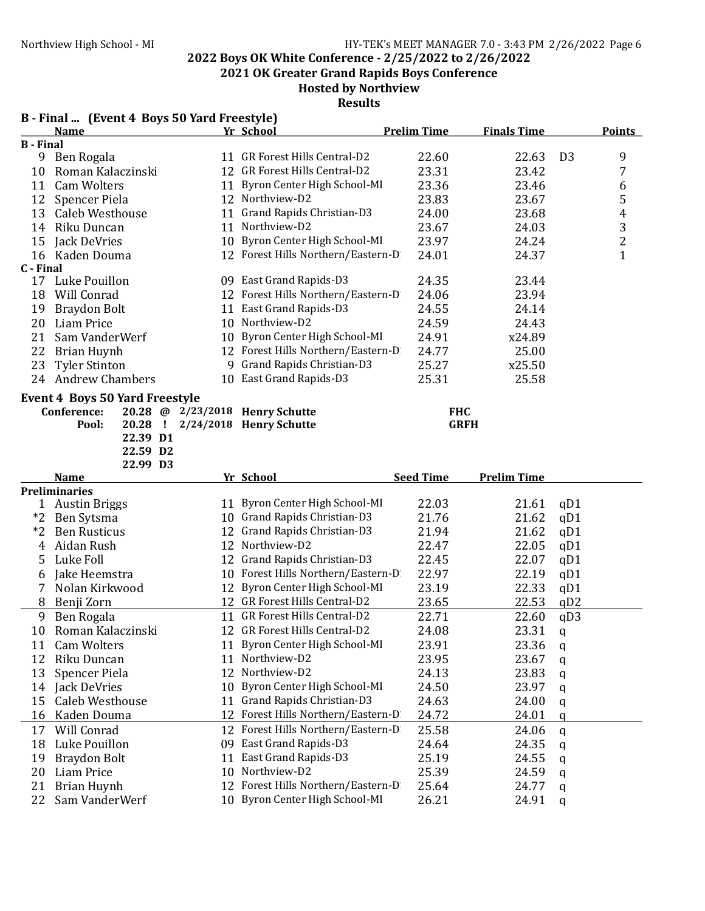# 2022 Boys OK White Conference - 2/25/2022 to 2/26/2022

## 2021 OK Greater Grand Rapids Boys Conference

### Hosted by Northview

### Results

**B - Final ... (Event 4 Boys 50 Yard Freestyle)**

| | Name | Yr | School | Prelim Time | Finals Time | | Points |
|---|---|---|---|---|---|---|---|
| **B - Final** | | | | | | | |
| 9 | Ben Rogala | 11 | GR Forest Hills Central-D2 | 22.60 | 22.63 | D3 | 9 |
| 10 | Roman Kalaczinski | 12 | GR Forest Hills Central-D2 | 23.31 | 23.42 | | 7 |
| 11 | Cam Wolters | 11 | Byron Center High School-MI | 23.36 | 23.46 | | 6 |
| 12 | Spencer Piela | 12 | Northview-D2 | 23.83 | 23.67 | | 5 |
| 13 | Caleb Westhouse | 11 | Grand Rapids Christian-D3 | 24.00 | 23.68 | | 4 |
| 14 | Riku Duncan | 11 | Northview-D2 | 23.67 | 24.03 | | 3 |
| 15 | Jack DeVries | 10 | Byron Center High School-MI | 23.97 | 24.24 | | 2 |
| 16 | Kaden Douma | 12 | Forest Hills Northern/Eastern-D | 24.01 | 24.37 | | 1 |
| **C - Final** | | | | | | | |
| 17 | Luke Pouillon | 09 | East Grand Rapids-D3 | 24.35 | 23.44 | | |
| 18 | Will Conrad | 12 | Forest Hills Northern/Eastern-D | 24.06 | 23.94 | | |
| 19 | Braydon Bolt | 11 | East Grand Rapids-D3 | 24.55 | 24.14 | | |
| 20 | Liam Price | 10 | Northview-D2 | 24.59 | 24.43 | | |
| 21 | Sam VanderWerf | 10 | Byron Center High School-MI | 24.91 | x24.89 | | |
| 22 | Brian Huynh | 12 | Forest Hills Northern/Eastern-D | 24.77 | 25.00 | | |
| 23 | Tyler Stinton | 9 | Grand Rapids Christian-D3 | 25.27 | x25.50 | | |
| 24 | Andrew Chambers | 10 | East Grand Rapids-D3 | 25.31 | 25.58 | | |

**Event 4 Boys 50 Yard Freestyle**

| | | | | |
|---|---|---|---|---|
| **Conference:** | 20.28 @ | 2/23/2018 | Henry Schutte | FHC |
| **Pool:** | 20.28 ! | 2/24/2018 | Henry Schutte | GRFH |
| | 22.39 D1 | | | |
| | 22.59 D2 | | | |
| | 22.99 D3 | | | |

| | Name | Yr | School | Seed Time | Prelim Time | |
|---|---|---|---|---|---|---|
| **Preliminaries** | | | | | | |
| 1 | Austin Briggs | 11 | Byron Center High School-MI | 22.03 | 21.61 | qD1 |
| *2 | Ben Sytsma | 10 | Grand Rapids Christian-D3 | 21.76 | 21.62 | qD1 |
| *2 | Ben Rusticus | 12 | Grand Rapids Christian-D3 | 21.94 | 21.62 | qD1 |
| 4 | Aidan Rush | 12 | Northview-D2 | 22.47 | 22.05 | qD1 |
| 5 | Luke Foll | 12 | Grand Rapids Christian-D3 | 22.45 | 22.07 | qD1 |
| 6 | Jake Heemstra | 10 | Forest Hills Northern/Eastern-D | 22.97 | 22.19 | qD1 |
| 7 | Nolan Kirkwood | 12 | Byron Center High School-MI | 23.19 | 22.33 | qD1 |
| 8 | Benji Zorn | 12 | GR Forest Hills Central-D2 | 23.65 | 22.53 | qD2 |
| 9 | Ben Rogala | 11 | GR Forest Hills Central-D2 | 22.71 | 22.60 | qD3 |
| 10 | Roman Kalaczinski | 12 | GR Forest Hills Central-D2 | 24.08 | 23.31 | q |
| 11 | Cam Wolters | 11 | Byron Center High School-MI | 23.91 | 23.36 | q |
| 12 | Riku Duncan | 11 | Northview-D2 | 23.95 | 23.67 | q |
| 13 | Spencer Piela | 12 | Northview-D2 | 24.13 | 23.83 | q |
| 14 | Jack DeVries | 10 | Byron Center High School-MI | 24.50 | 23.97 | q |
| 15 | Caleb Westhouse | 11 | Grand Rapids Christian-D3 | 24.63 | 24.00 | q |
| 16 | Kaden Douma | 12 | Forest Hills Northern/Eastern-D | 24.72 | 24.01 | q |
| 17 | Will Conrad | 12 | Forest Hills Northern/Eastern-D | 25.58 | 24.06 | q |
| 18 | Luke Pouillon | 09 | East Grand Rapids-D3 | 24.64 | 24.35 | q |
| 19 | Braydon Bolt | 11 | East Grand Rapids-D3 | 25.19 | 24.55 | q |
| 20 | Liam Price | 10 | Northview-D2 | 25.39 | 24.59 | q |
| 21 | Brian Huynh | 12 | Forest Hills Northern/Eastern-D | 25.64 | 24.77 | q |
| 22 | Sam VanderWerf | 10 | Byron Center High School-MI | 26.21 | 24.91 | q |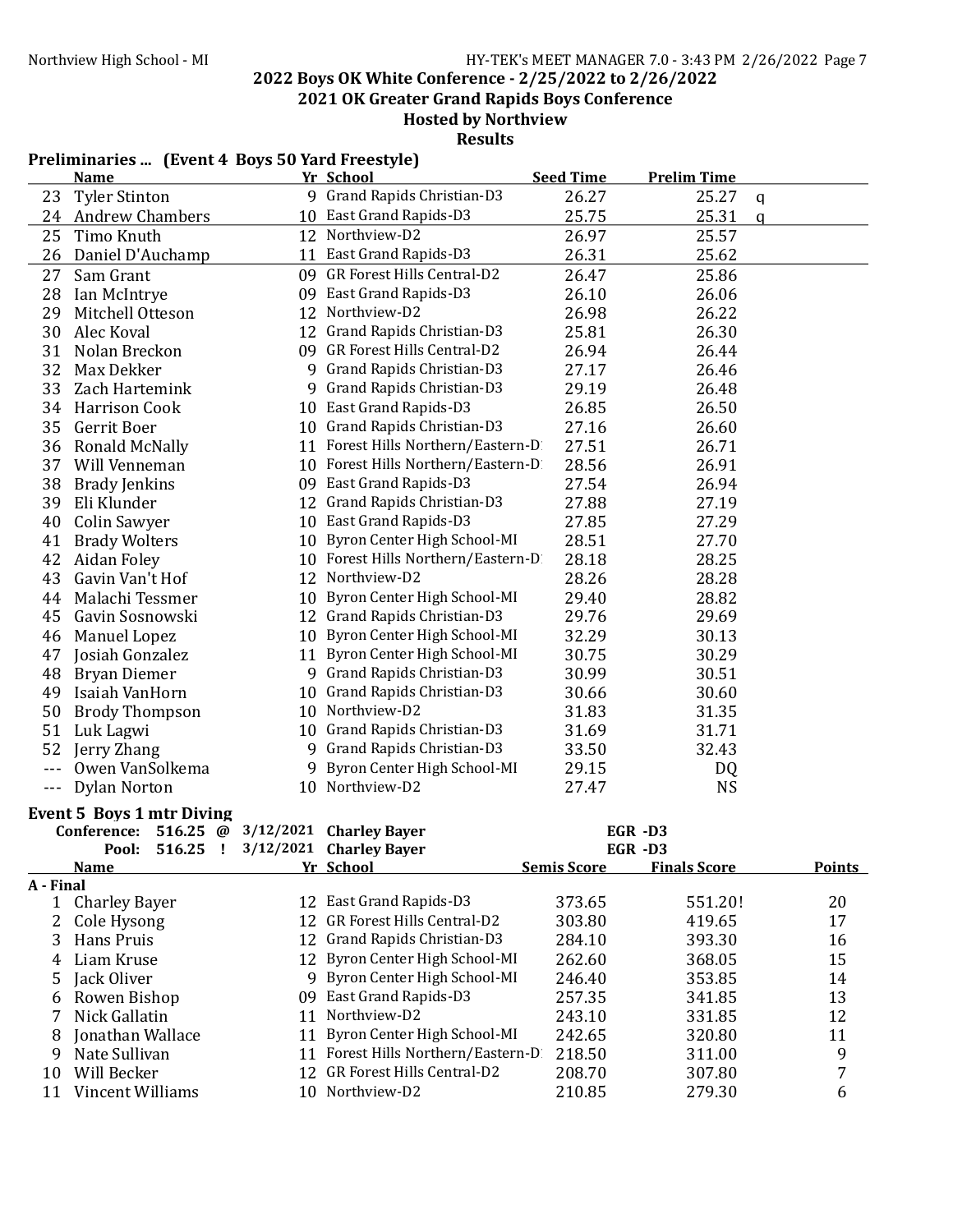## 2022 Boys OK White Conference - 2/25/2022 to 2/26/2022
## 2021 OK Greater Grand Rapids Boys Conference
## Hosted by Northview
## Results

### Preliminaries ... (Event 4 Boys 50 Yard Freestyle)

| | Name | Yr | School | Seed Time | Prelim Time | |
|---|---|---|---|---|---|---|
| 23 | Tyler Stinton | 9 | Grand Rapids Christian-D3 | 26.27 | 25.27 | q |
| 24 | Andrew Chambers | 10 | East Grand Rapids-D3 | 25.75 | 25.31 | q |
| 25 | Timo Knuth | 12 | Northview-D2 | 26.97 | 25.57 | |
| 26 | Daniel D'Auchamp | 11 | East Grand Rapids-D3 | 26.31 | 25.62 | |
| 27 | Sam Grant | 09 | GR Forest Hills Central-D2 | 26.47 | 25.86 | |
| 28 | Ian McIntrye | 09 | East Grand Rapids-D3 | 26.10 | 26.06 | |
| 29 | Mitchell Otteson | 12 | Northview-D2 | 26.98 | 26.22 | |
| 30 | Alec Koval | 12 | Grand Rapids Christian-D3 | 25.81 | 26.30 | |
| 31 | Nolan Breckon | 09 | GR Forest Hills Central-D2 | 26.94 | 26.44 | |
| 32 | Max Dekker | 9 | Grand Rapids Christian-D3 | 27.17 | 26.46 | |
| 33 | Zach Hartemink | 9 | Grand Rapids Christian-D3 | 29.19 | 26.48 | |
| 34 | Harrison Cook | 10 | East Grand Rapids-D3 | 26.85 | 26.50 | |
| 35 | Gerrit Boer | 10 | Grand Rapids Christian-D3 | 27.16 | 26.60 | |
| 36 | Ronald McNally | 11 | Forest Hills Northern/Eastern-D | 27.51 | 26.71 | |
| 37 | Will Venneman | 10 | Forest Hills Northern/Eastern-D | 28.56 | 26.91 | |
| 38 | Brady Jenkins | 09 | East Grand Rapids-D3 | 27.54 | 26.94 | |
| 39 | Eli Klunder | 12 | Grand Rapids Christian-D3 | 27.88 | 27.19 | |
| 40 | Colin Sawyer | 10 | East Grand Rapids-D3 | 27.85 | 27.29 | |
| 41 | Brady Wolters | 10 | Byron Center High School-MI | 28.51 | 27.70 | |
| 42 | Aidan Foley | 10 | Forest Hills Northern/Eastern-D | 28.18 | 28.25 | |
| 43 | Gavin Van't Hof | 12 | Northview-D2 | 28.26 | 28.28 | |
| 44 | Malachi Tessmer | 10 | Byron Center High School-MI | 29.40 | 28.82 | |
| 45 | Gavin Sosnowski | 12 | Grand Rapids Christian-D3 | 29.76 | 29.69 | |
| 46 | Manuel Lopez | 10 | Byron Center High School-MI | 32.29 | 30.13 | |
| 47 | Josiah Gonzalez | 11 | Byron Center High School-MI | 30.75 | 30.29 | |
| 48 | Bryan Diemer | 9 | Grand Rapids Christian-D3 | 30.99 | 30.51 | |
| 49 | Isaiah VanHorn | 10 | Grand Rapids Christian-D3 | 30.66 | 30.60 | |
| 50 | Brody Thompson | 10 | Northview-D2 | 31.83 | 31.35 | |
| 51 | Luk Lagwi | 10 | Grand Rapids Christian-D3 | 31.69 | 31.71 | |
| 52 | Jerry Zhang | 9 | Grand Rapids Christian-D3 | 33.50 | 32.43 | |
| --- | Owen VanSolkema | 9 | Byron Center High School-MI | 29.15 | DQ | |
| --- | Dylan Norton | 10 | Northview-D2 | 27.47 | NS | |

### Event 5 Boys 1 mtr Diving

**Conference: 516.25 @ 3/12/2021 Charley Bayer EGR -D3**
**Pool: 516.25 ! 3/12/2021 Charley Bayer EGR -D3**

| | Name | Yr | School | Semis Score | Finals Score | Points |
|---|---|---|---|---|---|---|
| **A - Final** | | | | | | |
| 1 | Charley Bayer | 12 | East Grand Rapids-D3 | 373.65 | 551.20! | 20 |
| 2 | Cole Hysong | 12 | GR Forest Hills Central-D2 | 303.80 | 419.65 | 17 |
| 3 | Hans Pruis | 12 | Grand Rapids Christian-D3 | 284.10 | 393.30 | 16 |
| 4 | Liam Kruse | 12 | Byron Center High School-MI | 262.60 | 368.05 | 15 |
| 5 | Jack Oliver | 9 | Byron Center High School-MI | 246.40 | 353.85 | 14 |
| 6 | Rowen Bishop | 09 | East Grand Rapids-D3 | 257.35 | 341.85 | 13 |
| 7 | Nick Gallatin | 11 | Northview-D2 | 243.10 | 331.85 | 12 |
| 8 | Jonathan Wallace | 11 | Byron Center High School-MI | 242.65 | 320.80 | 11 |
| 9 | Nate Sullivan | 11 | Forest Hills Northern/Eastern-D | 218.50 | 311.00 | 9 |
| 10 | Will Becker | 12 | GR Forest Hills Central-D2 | 208.70 | 307.80 | 7 |
| 11 | Vincent Williams | 10 | Northview-D2 | 210.85 | 279.30 | 6 |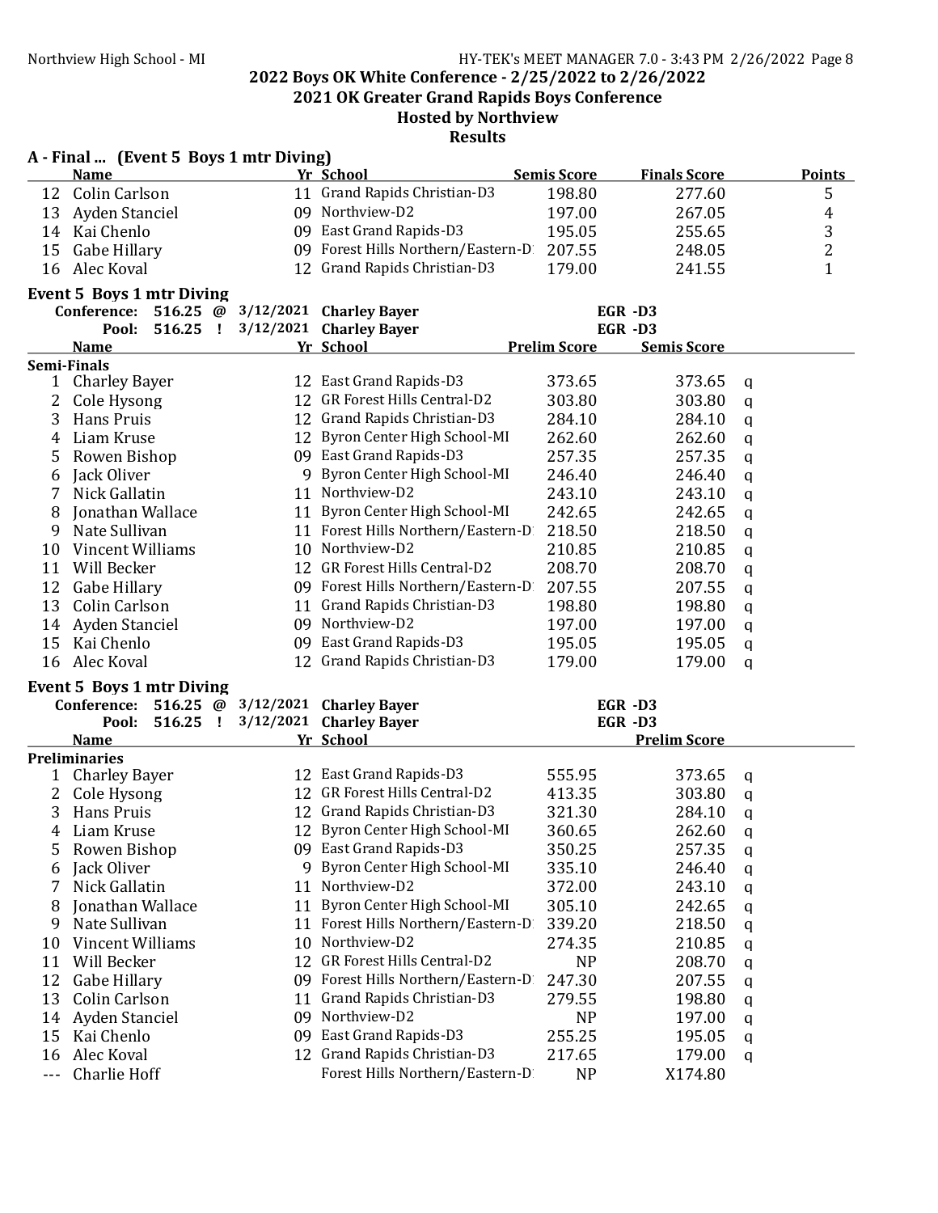## 2022 Boys OK White Conference - 2/25/2022 to 2/26/2022
## 2021 OK Greater Grand Rapids Boys Conference
## Hosted by Northview
## Results

### A - Final ... (Event 5 Boys 1 mtr Diving)

| | Name | Yr | School | Semis Score | Finals Score | Points |
|---|---|---|---|---|---|---|
| 12 | Colin Carlson | 11 | Grand Rapids Christian-D3 | 198.80 | 277.60 | 5 |
| 13 | Ayden Stanciel | 09 | Northview-D2 | 197.00 | 267.05 | 4 |
| 14 | Kai Chenlo | 09 | East Grand Rapids-D3 | 195.05 | 255.65 | 3 |
| 15 | Gabe Hillary | 09 | Forest Hills Northern/Eastern-D | 207.55 | 248.05 | 2 |
| 16 | Alec Koval | 12 | Grand Rapids Christian-D3 | 179.00 | 241.55 | 1 |

### Event 5 Boys 1 mtr Diving

Conference: 516.25 @ 3/12/2021 Charley Bayer EGR -D3
Pool: 516.25 ! 3/12/2021 Charley Bayer EGR -D3

**Semi-Finals**

| | Name | Yr | School | Prelim Score | Semis Score | |
|---|---|---|---|---|---|---|
| 1 | Charley Bayer | 12 | East Grand Rapids-D3 | 373.65 | 373.65 | q |
| 2 | Cole Hysong | 12 | GR Forest Hills Central-D2 | 303.80 | 303.80 | q |
| 3 | Hans Pruis | 12 | Grand Rapids Christian-D3 | 284.10 | 284.10 | q |
| 4 | Liam Kruse | 12 | Byron Center High School-MI | 262.60 | 262.60 | q |
| 5 | Rowen Bishop | 09 | East Grand Rapids-D3 | 257.35 | 257.35 | q |
| 6 | Jack Oliver | 9 | Byron Center High School-MI | 246.40 | 246.40 | q |
| 7 | Nick Gallatin | 11 | Northview-D2 | 243.10 | 243.10 | q |
| 8 | Jonathan Wallace | 11 | Byron Center High School-MI | 242.65 | 242.65 | q |
| 9 | Nate Sullivan | 11 | Forest Hills Northern/Eastern-D | 218.50 | 218.50 | q |
| 10 | Vincent Williams | 10 | Northview-D2 | 210.85 | 210.85 | q |
| 11 | Will Becker | 12 | GR Forest Hills Central-D2 | 208.70 | 208.70 | q |
| 12 | Gabe Hillary | 09 | Forest Hills Northern/Eastern-D | 207.55 | 207.55 | q |
| 13 | Colin Carlson | 11 | Grand Rapids Christian-D3 | 198.80 | 198.80 | q |
| 14 | Ayden Stanciel | 09 | Northview-D2 | 197.00 | 197.00 | q |
| 15 | Kai Chenlo | 09 | East Grand Rapids-D3 | 195.05 | 195.05 | q |
| 16 | Alec Koval | 12 | Grand Rapids Christian-D3 | 179.00 | 179.00 | q |

### Event 5 Boys 1 mtr Diving

Conference: 516.25 @ 3/12/2021 Charley Bayer EGR -D3
Pool: 516.25 ! 3/12/2021 Charley Bayer EGR -D3

**Preliminaries**

| | Name | Yr | School | | Prelim Score | |
|---|---|---|---|---|---|---|
| 1 | Charley Bayer | 12 | East Grand Rapids-D3 | 555.95 | 373.65 | q |
| 2 | Cole Hysong | 12 | GR Forest Hills Central-D2 | 413.35 | 303.80 | q |
| 3 | Hans Pruis | 12 | Grand Rapids Christian-D3 | 321.30 | 284.10 | q |
| 4 | Liam Kruse | 12 | Byron Center High School-MI | 360.65 | 262.60 | q |
| 5 | Rowen Bishop | 09 | East Grand Rapids-D3 | 350.25 | 257.35 | q |
| 6 | Jack Oliver | 9 | Byron Center High School-MI | 335.10 | 246.40 | q |
| 7 | Nick Gallatin | 11 | Northview-D2 | 372.00 | 243.10 | q |
| 8 | Jonathan Wallace | 11 | Byron Center High School-MI | 305.10 | 242.65 | q |
| 9 | Nate Sullivan | 11 | Forest Hills Northern/Eastern-D | 339.20 | 218.50 | q |
| 10 | Vincent Williams | 10 | Northview-D2 | 274.35 | 210.85 | q |
| 11 | Will Becker | 12 | GR Forest Hills Central-D2 | NP | 208.70 | q |
| 12 | Gabe Hillary | 09 | Forest Hills Northern/Eastern-D | 247.30 | 207.55 | q |
| 13 | Colin Carlson | 11 | Grand Rapids Christian-D3 | 279.55 | 198.80 | q |
| 14 | Ayden Stanciel | 09 | Northview-D2 | NP | 197.00 | q |
| 15 | Kai Chenlo | 09 | East Grand Rapids-D3 | 255.25 | 195.05 | q |
| 16 | Alec Koval | 12 | Grand Rapids Christian-D3 | 217.65 | 179.00 | q |
| --- | Charlie Hoff | | Forest Hills Northern/Eastern-D | NP | X174.80 | |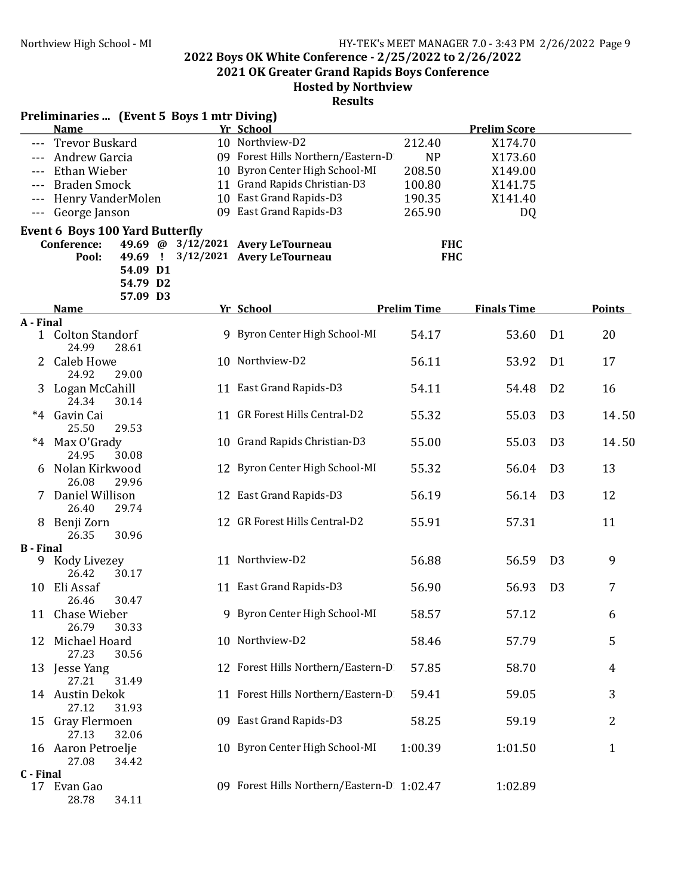## 2022 Boys OK White Conference - 2/25/2022 to 2/26/2022
## 2021 OK Greater Grand Rapids Boys Conference
### Hosted by Northview
### Results

**Preliminaries ... (Event 5 Boys 1 mtr Diving)**

| | Name | Yr | School | | Prelim Score |
|---|---|---|---|---|---|
| --- | Trevor Buskard | 10 | Northview-D2 | 212.40 | X174.70 |
| --- | Andrew Garcia | 09 | Forest Hills Northern/Eastern-D | NP | X173.60 |
| --- | Ethan Wieber | 10 | Byron Center High School-MI | 208.50 | X149.00 |
| --- | Braden Smock | 11 | Grand Rapids Christian-D3 | 100.80 | X141.75 |
| --- | Henry VanderMolen | 10 | East Grand Rapids-D3 | 190.35 | X141.40 |
| --- | George Janson | 09 | East Grand Rapids-D3 | 265.90 | DQ |

**Event 6 Boys 100 Yard Butterfly**

Conference: 49.69 @ 3/12/2021 Avery LeTourneau FHC
Pool: 49.69 ! 3/12/2021 Avery LeTourneau FHC
54.09 D1
54.79 D2
57.09 D3

| | Name | Yr | School | Prelim Time | Finals Time | | Points |
|---|---|---|---|---|---|---|---|
| **A - Final** | | | | | | | |
| 1 | Colton Standorf | 9 | Byron Center High School-MI | 54.17 | 53.60 | D1 | 20 |
| | 24.99 28.61 | | | | | | |
| 2 | Caleb Howe | 10 | Northview-D2 | 56.11 | 53.92 | D1 | 17 |
| | 24.92 29.00 | | | | | | |
| 3 | Logan McCahill | 11 | East Grand Rapids-D3 | 54.11 | 54.48 | D2 | 16 |
| | 24.34 30.14 | | | | | | |
| *4 | Gavin Cai | 11 | GR Forest Hills Central-D2 | 55.32 | 55.03 | D3 | 14.50 |
| | 25.50 29.53 | | | | | | |
| *4 | Max O'Grady | 10 | Grand Rapids Christian-D3 | 55.00 | 55.03 | D3 | 14.50 |
| | 24.95 30.08 | | | | | | |
| 6 | Nolan Kirkwood | 12 | Byron Center High School-MI | 55.32 | 56.04 | D3 | 13 |
| | 26.08 29.96 | | | | | | |
| 7 | Daniel Willison | 12 | East Grand Rapids-D3 | 56.19 | 56.14 | D3 | 12 |
| | 26.40 29.74 | | | | | | |
| 8 | Benji Zorn | 12 | GR Forest Hills Central-D2 | 55.91 | 57.31 | | 11 |
| | 26.35 30.96 | | | | | | |
| **B - Final** | | | | | | | |
| 9 | Kody Livezey | 11 | Northview-D2 | 56.88 | 56.59 | D3 | 9 |
| | 26.42 30.17 | | | | | | |
| 10 | Eli Assaf | 11 | East Grand Rapids-D3 | 56.90 | 56.93 | D3 | 7 |
| | 26.46 30.47 | | | | | | |
| 11 | Chase Wieber | 9 | Byron Center High School-MI | 58.57 | 57.12 | | 6 |
| | 26.79 30.33 | | | | | | |
| 12 | Michael Hoard | 10 | Northview-D2 | 58.46 | 57.79 | | 5 |
| | 27.23 30.56 | | | | | | |
| 13 | Jesse Yang | 12 | Forest Hills Northern/Eastern-D | 57.85 | 58.70 | | 4 |
| | 27.21 31.49 | | | | | | |
| 14 | Austin Dekok | 11 | Forest Hills Northern/Eastern-D | 59.41 | 59.05 | | 3 |
| | 27.12 31.93 | | | | | | |
| 15 | Gray Flermoen | 09 | East Grand Rapids-D3 | 58.25 | 59.19 | | 2 |
| | 27.13 32.06 | | | | | | |
| 16 | Aaron Petroelje | 10 | Byron Center High School-MI | 1:00.39 | 1:01.50 | | 1 |
| | 27.08 34.42 | | | | | | |
| **C - Final** | | | | | | | |
| 17 | Evan Gao | 09 | Forest Hills Northern/Eastern-D | 1:02.47 | 1:02.89 | | |
| | 28.78 34.11 | | | | | | |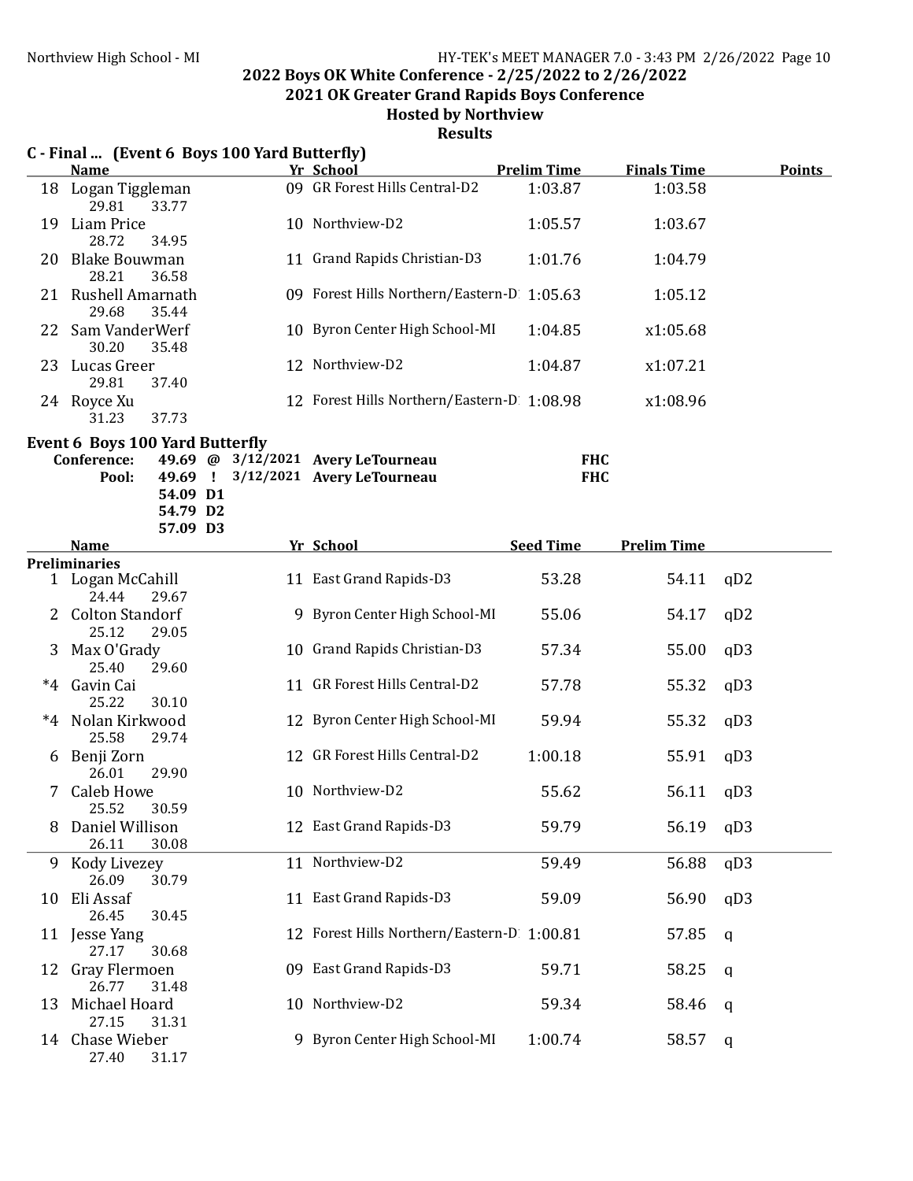## 2022 Boys OK White Conference - 2/25/2022 to 2/26/2022
## 2021 OK Greater Grand Rapids Boys Conference
### Hosted by Northview
### Results

**C - Final ... (Event 6 Boys 100 Yard Butterfly)**

| | Name | Yr | School | Prelim Time | Finals Time | Points |
|---|---|---|---|---|---|---|
| 18 | Logan Tiggleman | 09 | GR Forest Hills Central-D2 | 1:03.87 | 1:03.58 | |
| | 29.81 33.77 | | | | | |
| 19 | Liam Price | 10 | Northview-D2 | 1:05.57 | 1:03.67 | |
| | 28.72 34.95 | | | | | |
| 20 | Blake Bouwman | 11 | Grand Rapids Christian-D3 | 1:01.76 | 1:04.79 | |
| | 28.21 36.58 | | | | | |
| 21 | Rushell Amarnath | 09 | Forest Hills Northern/Eastern-D | 1:05.63 | 1:05.12 | |
| | 29.68 35.44 | | | | | |
| 22 | Sam VanderWerf | 10 | Byron Center High School-MI | 1:04.85 | x1:05.68 | |
| | 30.20 35.48 | | | | | |
| 23 | Lucas Greer | 12 | Northview-D2 | 1:04.87 | x1:07.21 | |
| | 29.81 37.40 | | | | | |
| 24 | Royce Xu | 12 | Forest Hills Northern/Eastern-D | 1:08.98 | x1:08.96 | |
| | 31.23 37.73 | | | | | |

**Event 6 Boys 100 Yard Butterfly**

Conference: 49.69 @ 3/12/2021 Avery LeTourneau FHC
Pool: 49.69 ! 3/12/2021 Avery LeTourneau FHC
54.09 D1
54.79 D2
57.09 D3

| | Name | Yr | School | Seed Time | Prelim Time | |
|---|---|---|---|---|---|---|
| **Preliminaries** | | | | | | |
| 1 | Logan McCahill | 11 | East Grand Rapids-D3 | 53.28 | 54.11 | qD2 |
| | 24.44 29.67 | | | | | |
| 2 | Colton Standorf | 9 | Byron Center High School-MI | 55.06 | 54.17 | qD2 |
| | 25.12 29.05 | | | | | |
| 3 | Max O'Grady | 10 | Grand Rapids Christian-D3 | 57.34 | 55.00 | qD3 |
| | 25.40 29.60 | | | | | |
| *4 | Gavin Cai | 11 | GR Forest Hills Central-D2 | 57.78 | 55.32 | qD3 |
| | 25.22 30.10 | | | | | |
| *4 | Nolan Kirkwood | 12 | Byron Center High School-MI | 59.94 | 55.32 | qD3 |
| | 25.58 29.74 | | | | | |
| 6 | Benji Zorn | 12 | GR Forest Hills Central-D2 | 1:00.18 | 55.91 | qD3 |
| | 26.01 29.90 | | | | | |
| 7 | Caleb Howe | 10 | Northview-D2 | 55.62 | 56.11 | qD3 |
| | 25.52 30.59 | | | | | |
| 8 | Daniel Willison | 12 | East Grand Rapids-D3 | 59.79 | 56.19 | qD3 |
| | 26.11 30.08 | | | | | |
| 9 | Kody Livezey | 11 | Northview-D2 | 59.49 | 56.88 | qD3 |
| | 26.09 30.79 | | | | | |
| 10 | Eli Assaf | 11 | East Grand Rapids-D3 | 59.09 | 56.90 | qD3 |
| | 26.45 30.45 | | | | | |
| 11 | Jesse Yang | 12 | Forest Hills Northern/Eastern-D | 1:00.81 | 57.85 | q |
| | 27.17 30.68 | | | | | |
| 12 | Gray Flermoen | 09 | East Grand Rapids-D3 | 59.71 | 58.25 | q |
| | 26.77 31.48 | | | | | |
| 13 | Michael Hoard | 10 | Northview-D2 | 59.34 | 58.46 | q |
| | 27.15 31.31 | | | | | |
| 14 | Chase Wieber | 9 | Byron Center High School-MI | 1:00.74 | 58.57 | q |
| | 27.40 31.17 | | | | | |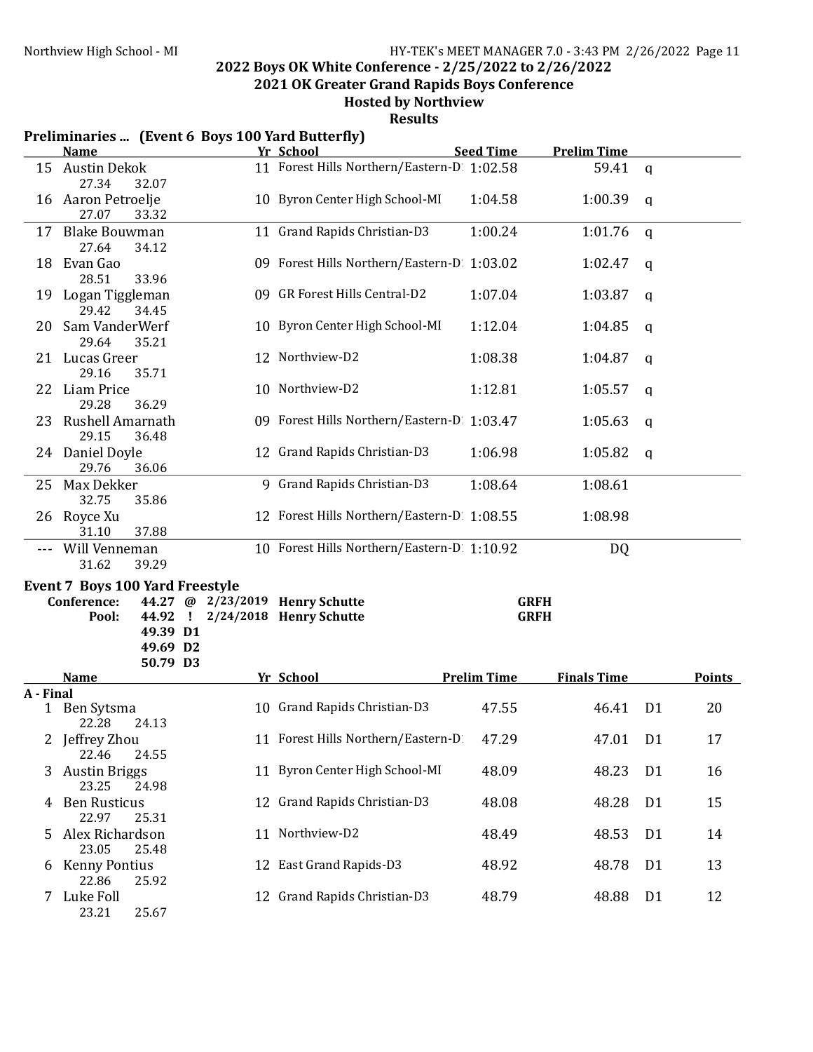## 2022 Boys OK White Conference - 2/25/2022 to 2/26/2022

### 2021 OK Greater Grand Rapids Boys Conference

### Hosted by Northview

### Results

**Preliminaries ... (Event 6 Boys 100 Yard Butterfly)**

| | Name | Yr | School | Seed Time | Prelim Time | |
|---|---|---|---|---|---|---|
| 15 | Austin Dekok | 11 | Forest Hills Northern/Eastern-D | 1:02.58 | 59.41 | q |
| | 27.34 32.07 | | | | | |
| 16 | Aaron Petroelje | 10 | Byron Center High School-MI | 1:04.58 | 1:00.39 | q |
| | 27.07 33.32 | | | | | |
| 17 | Blake Bouwman | 11 | Grand Rapids Christian-D3 | 1:00.24 | 1:01.76 | q |
| | 27.64 34.12 | | | | | |
| 18 | Evan Gao | 09 | Forest Hills Northern/Eastern-D | 1:03.02 | 1:02.47 | q |
| | 28.51 33.96 | | | | | |
| 19 | Logan Tiggleman | 09 | GR Forest Hills Central-D2 | 1:07.04 | 1:03.87 | q |
| | 29.42 34.45 | | | | | |
| 20 | Sam VanderWerf | 10 | Byron Center High School-MI | 1:12.04 | 1:04.85 | q |
| | 29.64 35.21 | | | | | |
| 21 | Lucas Greer | 12 | Northview-D2 | 1:08.38 | 1:04.87 | q |
| | 29.16 35.71 | | | | | |
| 22 | Liam Price | 10 | Northview-D2 | 1:12.81 | 1:05.57 | q |
| | 29.28 36.29 | | | | | |
| 23 | Rushell Amarnath | 09 | Forest Hills Northern/Eastern-D | 1:03.47 | 1:05.63 | q |
| | 29.15 36.48 | | | | | |
| 24 | Daniel Doyle | 12 | Grand Rapids Christian-D3 | 1:06.98 | 1:05.82 | q |
| | 29.76 36.06 | | | | | |
| 25 | Max Dekker | 9 | Grand Rapids Christian-D3 | 1:08.64 | 1:08.61 | |
| | 32.75 35.86 | | | | | |
| 26 | Royce Xu | 12 | Forest Hills Northern/Eastern-D | 1:08.55 | 1:08.98 | |
| | 31.10 37.88 | | | | | |
| --- | Will Venneman | 10 | Forest Hills Northern/Eastern-D | 1:10.92 | DQ | |
| | 31.62 39.29 | | | | | |

**Event 7 Boys 100 Yard Freestyle**

| | | | | | |
|---|---|---|---|---|---|
| Conference: | 44.27 | @ | 2/23/2019 | Henry Schutte | GRFH |
| Pool: | 44.92 | ! | 2/24/2018 | Henry Schutte | GRFH |
| | 49.39 | D1 | | | |
| | 49.69 | D2 | | | |
| | 50.79 | D3 | | | |

**A - Final**

| | Name | Yr | School | Prelim Time | Finals Time | | Points |
|---|---|---|---|---|---|---|---|
| 1 | Ben Sytsma | 10 | Grand Rapids Christian-D3 | 47.55 | 46.41 | D1 | 20 |
| | 22.28 24.13 | | | | | | |
| 2 | Jeffrey Zhou | 11 | Forest Hills Northern/Eastern-D | 47.29 | 47.01 | D1 | 17 |
| | 22.46 24.55 | | | | | | |
| 3 | Austin Briggs | 11 | Byron Center High School-MI | 48.09 | 48.23 | D1 | 16 |
| | 23.25 24.98 | | | | | | |
| 4 | Ben Rusticus | 12 | Grand Rapids Christian-D3 | 48.08 | 48.28 | D1 | 15 |
| | 22.97 25.31 | | | | | | |
| 5 | Alex Richardson | 11 | Northview-D2 | 48.49 | 48.53 | D1 | 14 |
| | 23.05 25.48 | | | | | | |
| 6 | Kenny Pontius | 12 | East Grand Rapids-D3 | 48.92 | 48.78 | D1 | 13 |
| | 22.86 25.92 | | | | | | |
| 7 | Luke Foll | 12 | Grand Rapids Christian-D3 | 48.79 | 48.88 | D1 | 12 |
| | 23.21 25.67 | | | | | | |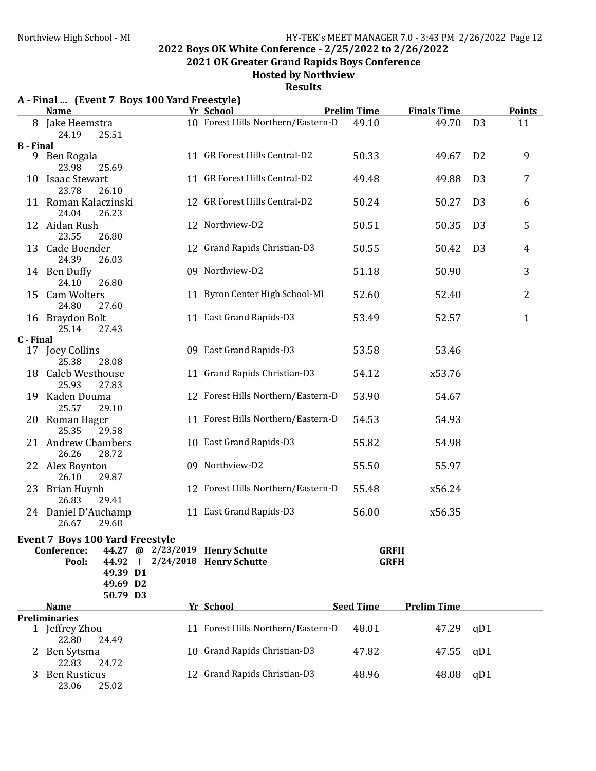## 2022 Boys OK White Conference - 2/25/2022 to 2/26/2022

## 2021 OK Greater Grand Rapids Boys Conference

### Hosted by Northview

### Results

**A - Final ... (Event 7 Boys 100 Yard Freestyle)**

| | Name | Yr | School | Prelim Time | Finals Time | | Points |
|---|---|---|---|---|---|---|---|
| 8 | Jake Heemstra | 10 | Forest Hills Northern/Eastern-D | 49.10 | 49.70 | D3 | 11 |
| | 24.19 25.51 | | | | | | |
| **B - Final** | | | | | | | |
| 9 | Ben Rogala | 11 | GR Forest Hills Central-D2 | 50.33 | 49.67 | D2 | 9 |
| | 23.98 25.69 | | | | | | |
| 10 | Isaac Stewart | 11 | GR Forest Hills Central-D2 | 49.48 | 49.88 | D3 | 7 |
| | 23.78 26.10 | | | | | | |
| 11 | Roman Kalaczinski | 12 | GR Forest Hills Central-D2 | 50.24 | 50.27 | D3 | 6 |
| | 24.04 26.23 | | | | | | |
| 12 | Aidan Rush | 12 | Northview-D2 | 50.51 | 50.35 | D3 | 5 |
| | 23.55 26.80 | | | | | | |
| 13 | Cade Boender | 12 | Grand Rapids Christian-D3 | 50.55 | 50.42 | D3 | 4 |
| | 24.39 26.03 | | | | | | |
| 14 | Ben Duffy | 09 | Northview-D2 | 51.18 | 50.90 | | 3 |
| | 24.10 26.80 | | | | | | |
| 15 | Cam Wolters | 11 | Byron Center High School-MI | 52.60 | 52.40 | | 2 |
| | 24.80 27.60 | | | | | | |
| 16 | Braydon Bolt | 11 | East Grand Rapids-D3 | 53.49 | 52.57 | | 1 |
| | 25.14 27.43 | | | | | | |
| **C - Final** | | | | | | | |
| 17 | Joey Collins | 09 | East Grand Rapids-D3 | 53.58 | 53.46 | | |
| | 25.38 28.08 | | | | | | |
| 18 | Caleb Westhouse | 11 | Grand Rapids Christian-D3 | 54.12 | x53.76 | | |
| | 25.93 27.83 | | | | | | |
| 19 | Kaden Douma | 12 | Forest Hills Northern/Eastern-D | 53.90 | 54.67 | | |
| | 25.57 29.10 | | | | | | |
| 20 | Roman Hager | 11 | Forest Hills Northern/Eastern-D | 54.53 | 54.93 | | |
| | 25.35 29.58 | | | | | | |
| 21 | Andrew Chambers | 10 | East Grand Rapids-D3 | 55.82 | 54.98 | | |
| | 26.26 28.72 | | | | | | |
| 22 | Alex Boynton | 09 | Northview-D2 | 55.50 | 55.97 | | |
| | 26.10 29.87 | | | | | | |
| 23 | Brian Huynh | 12 | Forest Hills Northern/Eastern-D | 55.48 | x56.24 | | |
| | 26.83 29.41 | | | | | | |
| 24 | Daniel D'Auchamp | 11 | East Grand Rapids-D3 | 56.00 | x56.35 | | |
| | 26.67 29.68 | | | | | | |

**Event 7 Boys 100 Yard Freestyle**

| | | | | | |
|---|---|---|---|---|---|
| Conference: | 44.27 | @ | 2/23/2019 | Henry Schutte | GRFH |
| Pool: | 44.92 | ! | 2/24/2018 | Henry Schutte | GRFH |
| | 49.39 | D1 | | | |
| | 49.69 | D2 | | | |
| | 50.79 | D3 | | | |

| | Name | Yr | School | Seed Time | Prelim Time | |
|---|---|---|---|---|---|---|
| **Preliminaries** | | | | | | |
| 1 | Jeffrey Zhou | 11 | Forest Hills Northern/Eastern-D | 48.01 | 47.29 | qD1 |
| | 22.80 24.49 | | | | | |
| 2 | Ben Sytsma | 10 | Grand Rapids Christian-D3 | 47.82 | 47.55 | qD1 |
| | 22.83 24.72 | | | | | |
| 3 | Ben Rusticus | 12 | Grand Rapids Christian-D3 | 48.96 | 48.08 | qD1 |
| | 23.06 25.02 | | | | | |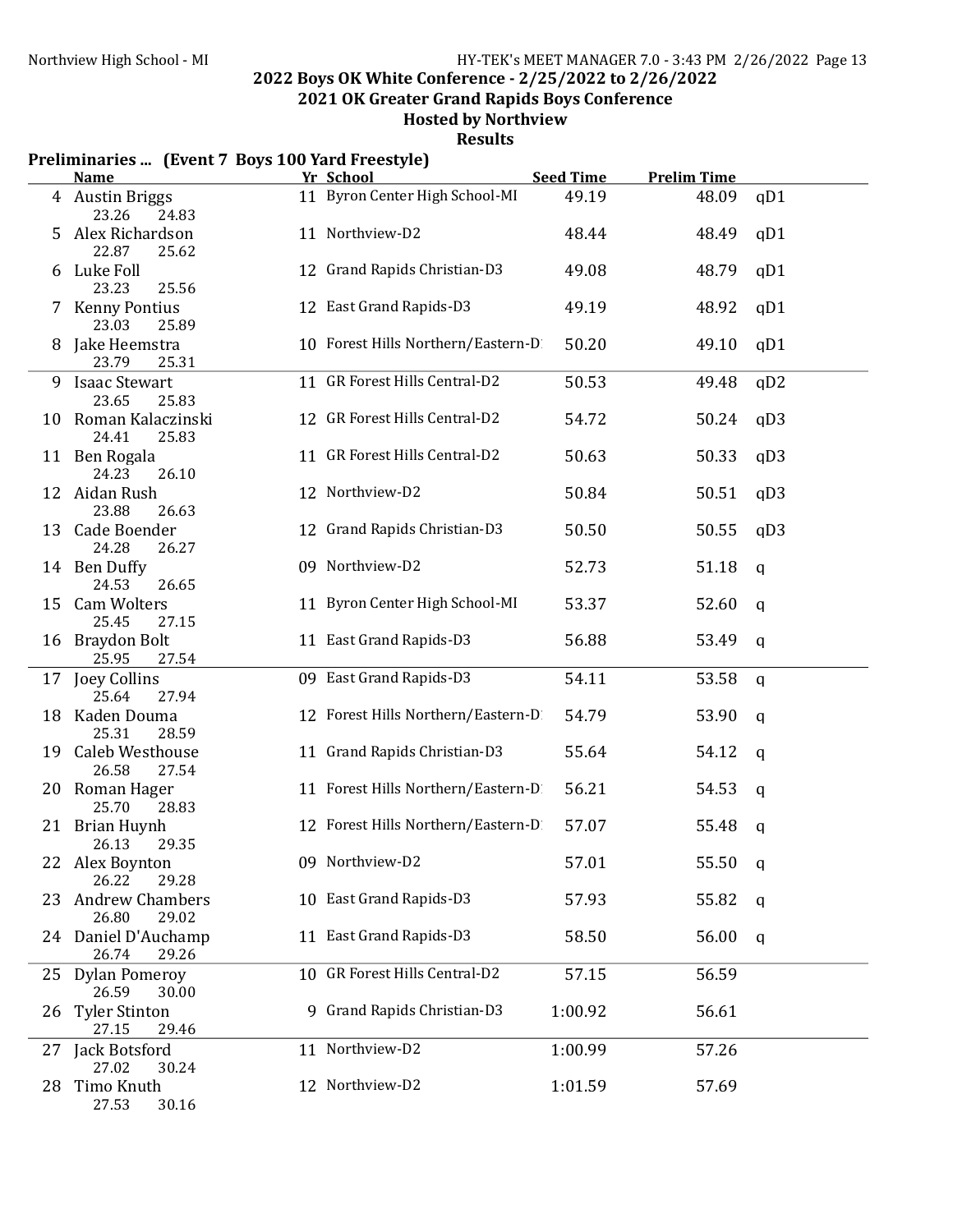## 2022 Boys OK White Conference - 2/25/2022 to 2/26/2022

### 2021 OK Greater Grand Rapids Boys Conference

### Hosted by Northview

### Results

**Preliminaries ... (Event 7 Boys 100 Yard Freestyle)**

| | Name | Yr | School | Seed Time | Prelim Time | |
|---|---|---|---|---|---|---|
| 4 | Austin Briggs | 11 | Byron Center High School-MI | 49.19 | 48.09 | qD1 |
| | 23.26 24.83 | | | | | |
| 5 | Alex Richardson | 11 | Northview-D2 | 48.44 | 48.49 | qD1 |
| | 22.87 25.62 | | | | | |
| 6 | Luke Foll | 12 | Grand Rapids Christian-D3 | 49.08 | 48.79 | qD1 |
| | 23.23 25.56 | | | | | |
| 7 | Kenny Pontius | 12 | East Grand Rapids-D3 | 49.19 | 48.92 | qD1 |
| | 23.03 25.89 | | | | | |
| 8 | Jake Heemstra | 10 | Forest Hills Northern/Eastern-D | 50.20 | 49.10 | qD1 |
| | 23.79 25.31 | | | | | |
| 9 | Isaac Stewart | 11 | GR Forest Hills Central-D2 | 50.53 | 49.48 | qD2 |
| | 23.65 25.83 | | | | | |
| 10 | Roman Kalaczinski | 12 | GR Forest Hills Central-D2 | 54.72 | 50.24 | qD3 |
| | 24.41 25.83 | | | | | |
| 11 | Ben Rogala | 11 | GR Forest Hills Central-D2 | 50.63 | 50.33 | qD3 |
| | 24.23 26.10 | | | | | |
| 12 | Aidan Rush | 12 | Northview-D2 | 50.84 | 50.51 | qD3 |
| | 23.88 26.63 | | | | | |
| 13 | Cade Boender | 12 | Grand Rapids Christian-D3 | 50.50 | 50.55 | qD3 |
| | 24.28 26.27 | | | | | |
| 14 | Ben Duffy | 09 | Northview-D2 | 52.73 | 51.18 | q |
| | 24.53 26.65 | | | | | |
| 15 | Cam Wolters | 11 | Byron Center High School-MI | 53.37 | 52.60 | q |
| | 25.45 27.15 | | | | | |
| 16 | Braydon Bolt | 11 | East Grand Rapids-D3 | 56.88 | 53.49 | q |
| | 25.95 27.54 | | | | | |
| 17 | Joey Collins | 09 | East Grand Rapids-D3 | 54.11 | 53.58 | q |
| | 25.64 27.94 | | | | | |
| 18 | Kaden Douma | 12 | Forest Hills Northern/Eastern-D | 54.79 | 53.90 | q |
| | 25.31 28.59 | | | | | |
| 19 | Caleb Westhouse | 11 | Grand Rapids Christian-D3 | 55.64 | 54.12 | q |
| | 26.58 27.54 | | | | | |
| 20 | Roman Hager | 11 | Forest Hills Northern/Eastern-D | 56.21 | 54.53 | q |
| | 25.70 28.83 | | | | | |
| 21 | Brian Huynh | 12 | Forest Hills Northern/Eastern-D | 57.07 | 55.48 | q |
| | 26.13 29.35 | | | | | |
| 22 | Alex Boynton | 09 | Northview-D2 | 57.01 | 55.50 | q |
| | 26.22 29.28 | | | | | |
| 23 | Andrew Chambers | 10 | East Grand Rapids-D3 | 57.93 | 55.82 | q |
| | 26.80 29.02 | | | | | |
| 24 | Daniel D'Auchamp | 11 | East Grand Rapids-D3 | 58.50 | 56.00 | q |
| | 26.74 29.26 | | | | | |
| 25 | Dylan Pomeroy | 10 | GR Forest Hills Central-D2 | 57.15 | 56.59 | |
| | 26.59 30.00 | | | | | |
| 26 | Tyler Stinton | 9 | Grand Rapids Christian-D3 | 1:00.92 | 56.61 | |
| | 27.15 29.46 | | | | | |
| 27 | Jack Botsford | 11 | Northview-D2 | 1:00.99 | 57.26 | |
| | 27.02 30.24 | | | | | |
| 28 | Timo Knuth | 12 | Northview-D2 | 1:01.59 | 57.69 | |
| | 27.53 30.16 | | | | | |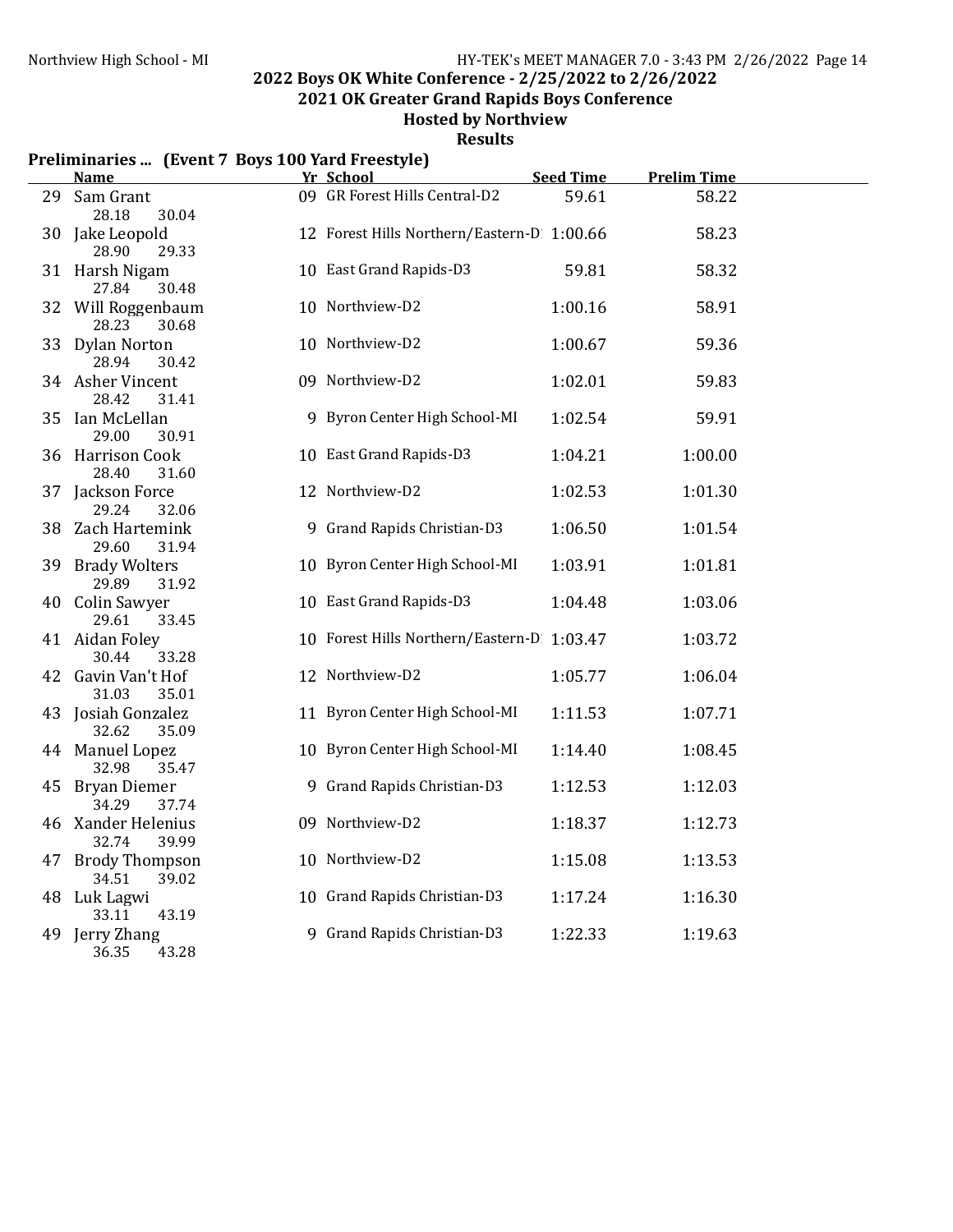## 2022 Boys OK White Conference - 2/25/2022 to 2/26/2022

### 2021 OK Greater Grand Rapids Boys Conference

### Hosted by Northview

### Results

**Preliminaries ... (Event 7 Boys 100 Yard Freestyle)**

| | Name | Yr | School | Seed Time | Prelim Time |
|---|---|---|---|---|---|
| 29 | Sam Grant<br>28.18 30.04 | 09 | GR Forest Hills Central-D2 | 59.61 | 58.22 |
| 30 | Jake Leopold<br>28.90 29.33 | 12 | Forest Hills Northern/Eastern-D | 1:00.66 | 58.23 |
| 31 | Harsh Nigam<br>27.84 30.48 | 10 | East Grand Rapids-D3 | 59.81 | 58.32 |
| 32 | Will Roggenbaum<br>28.23 30.68 | 10 | Northview-D2 | 1:00.16 | 58.91 |
| 33 | Dylan Norton<br>28.94 30.42 | 10 | Northview-D2 | 1:00.67 | 59.36 |
| 34 | Asher Vincent<br>28.42 31.41 | 09 | Northview-D2 | 1:02.01 | 59.83 |
| 35 | Ian McLellan<br>29.00 30.91 | 9 | Byron Center High School-MI | 1:02.54 | 59.91 |
| 36 | Harrison Cook<br>28.40 31.60 | 10 | East Grand Rapids-D3 | 1:04.21 | 1:00.00 |
| 37 | Jackson Force<br>29.24 32.06 | 12 | Northview-D2 | 1:02.53 | 1:01.30 |
| 38 | Zach Hartemink<br>29.60 31.94 | 9 | Grand Rapids Christian-D3 | 1:06.50 | 1:01.54 |
| 39 | Brady Wolters<br>29.89 31.92 | 10 | Byron Center High School-MI | 1:03.91 | 1:01.81 |
| 40 | Colin Sawyer<br>29.61 33.45 | 10 | East Grand Rapids-D3 | 1:04.48 | 1:03.06 |
| 41 | Aidan Foley<br>30.44 33.28 | 10 | Forest Hills Northern/Eastern-D | 1:03.47 | 1:03.72 |
| 42 | Gavin Van't Hof<br>31.03 35.01 | 12 | Northview-D2 | 1:05.77 | 1:06.04 |
| 43 | Josiah Gonzalez<br>32.62 35.09 | 11 | Byron Center High School-MI | 1:11.53 | 1:07.71 |
| 44 | Manuel Lopez<br>32.98 35.47 | 10 | Byron Center High School-MI | 1:14.40 | 1:08.45 |
| 45 | Bryan Diemer<br>34.29 37.74 | 9 | Grand Rapids Christian-D3 | 1:12.53 | 1:12.03 |
| 46 | Xander Helenius<br>32.74 39.99 | 09 | Northview-D2 | 1:18.37 | 1:12.73 |
| 47 | Brody Thompson<br>34.51 39.02 | 10 | Northview-D2 | 1:15.08 | 1:13.53 |
| 48 | Luk Lagwi<br>33.11 43.19 | 10 | Grand Rapids Christian-D3 | 1:17.24 | 1:16.30 |
| 49 | Jerry Zhang<br>36.35 43.28 | 9 | Grand Rapids Christian-D3 | 1:22.33 | 1:19.63 |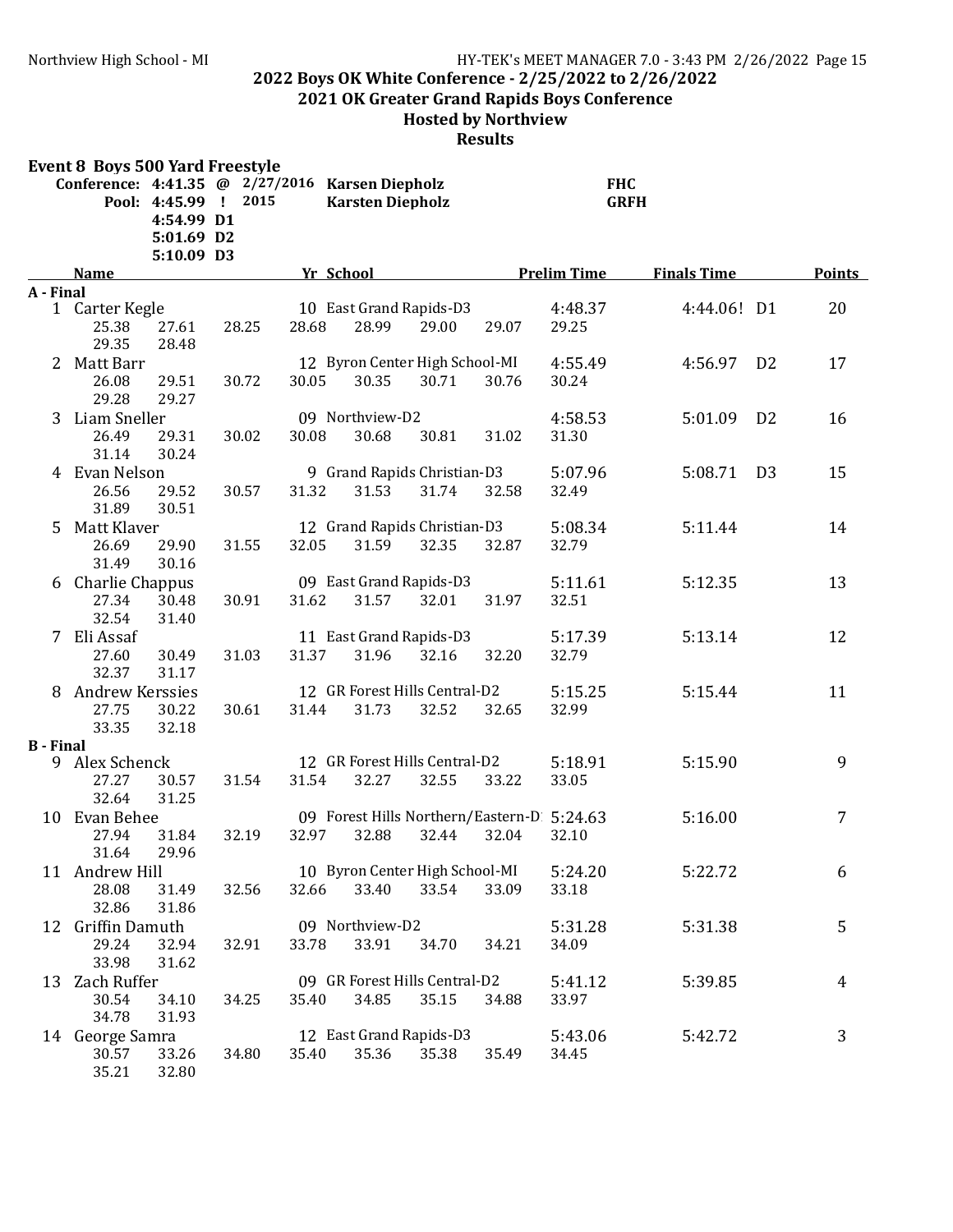## 2022 Boys OK White Conference - 2/25/2022 to 2/26/2022

## 2021 OK Greater Grand Rapids Boys Conference

## Hosted by Northview

## Results

### Event 8 Boys 500 Yard Freestyle

| | | | | | |
|---|---|---|---|---|---|
| Conference: | 4:41.35 | @ | 2/27/2016 | Karsen Diepholz | FHC |
| Pool: | 4:45.99 | ! | 2015 | Karsten Diepholz | GRFH |
| | 4:54.99 | D1 | | | |
| | 5:01.69 | D2 | | | |
| | 5:10.09 | D3 | | | |

| | Name | Yr | School | Prelim Time | Finals Time | | Points |
|---|---|---|---|---|---|---|---|
| **A - Final** | | | | | | | |
| 1 | Carter Kegle | 10 | East Grand Rapids-D3 | 4:48.37 | 4:44.06! | D1 | 20 |
| | 25.38 27.61 28.25 28.68 28.99 29.00 29.07 29.25 29.35 28.48 | | | | | | |
| 2 | Matt Barr | 12 | Byron Center High School-MI | 4:55.49 | 4:56.97 | D2 | 17 |
| | 26.08 29.51 30.72 30.05 30.35 30.71 30.76 30.24 29.28 29.27 | | | | | | |
| 3 | Liam Sneller | 09 | Northview-D2 | 4:58.53 | 5:01.09 | D2 | 16 |
| | 26.49 29.31 30.02 30.08 30.68 30.81 31.02 31.30 31.14 30.24 | | | | | | |
| 4 | Evan Nelson | 9 | Grand Rapids Christian-D3 | 5:07.96 | 5:08.71 | D3 | 15 |
| | 26.56 29.52 30.57 31.32 31.53 31.74 32.58 32.49 31.89 30.51 | | | | | | |
| 5 | Matt Klaver | 12 | Grand Rapids Christian-D3 | 5:08.34 | 5:11.44 | | 14 |
| | 26.69 29.90 31.55 32.05 31.59 32.35 32.87 32.79 31.49 30.16 | | | | | | |
| 6 | Charlie Chappus | 09 | East Grand Rapids-D3 | 5:11.61 | 5:12.35 | | 13 |
| | 27.34 30.48 30.91 31.62 31.57 32.01 31.97 32.51 32.54 31.40 | | | | | | |
| 7 | Eli Assaf | 11 | East Grand Rapids-D3 | 5:17.39 | 5:13.14 | | 12 |
| | 27.60 30.49 31.03 31.37 31.96 32.16 32.20 32.79 32.37 31.17 | | | | | | |
| 8 | Andrew Kerssies | 12 | GR Forest Hills Central-D2 | 5:15.25 | 5:15.44 | | 11 |
| | 27.75 30.22 30.61 31.44 31.73 32.52 32.65 32.99 33.35 32.18 | | | | | | |
| **B - Final** | | | | | | | |
| 9 | Alex Schenck | 12 | GR Forest Hills Central-D2 | 5:18.91 | 5:15.90 | | 9 |
| | 27.27 30.57 31.54 31.54 32.27 32.55 33.22 33.05 32.64 31.25 | | | | | | |
| 10 | Evan Behee | 09 | Forest Hills Northern/Eastern-D | 5:24.63 | 5:16.00 | | 7 |
| | 27.94 31.84 32.19 32.97 32.88 32.44 32.04 32.10 31.64 29.96 | | | | | | |
| 11 | Andrew Hill | 10 | Byron Center High School-MI | 5:24.20 | 5:22.72 | | 6 |
| | 28.08 31.49 32.56 32.66 33.40 33.54 33.09 33.18 32.86 31.86 | | | | | | |
| 12 | Griffin Damuth | 09 | Northview-D2 | 5:31.28 | 5:31.38 | | 5 |
| | 29.24 32.94 32.91 33.78 33.91 34.70 34.21 34.09 33.98 31.62 | | | | | | |
| 13 | Zach Ruffer | 09 | GR Forest Hills Central-D2 | 5:41.12 | 5:39.85 | | 4 |
| | 30.54 34.10 34.25 35.40 34.85 35.15 34.88 33.97 34.78 31.93 | | | | | | |
| 14 | George Samra | 12 | East Grand Rapids-D3 | 5:43.06 | 5:42.72 | | 3 |
| | 30.57 33.26 34.80 35.40 35.36 35.38 35.49 34.45 35.21 32.80 | | | | | | |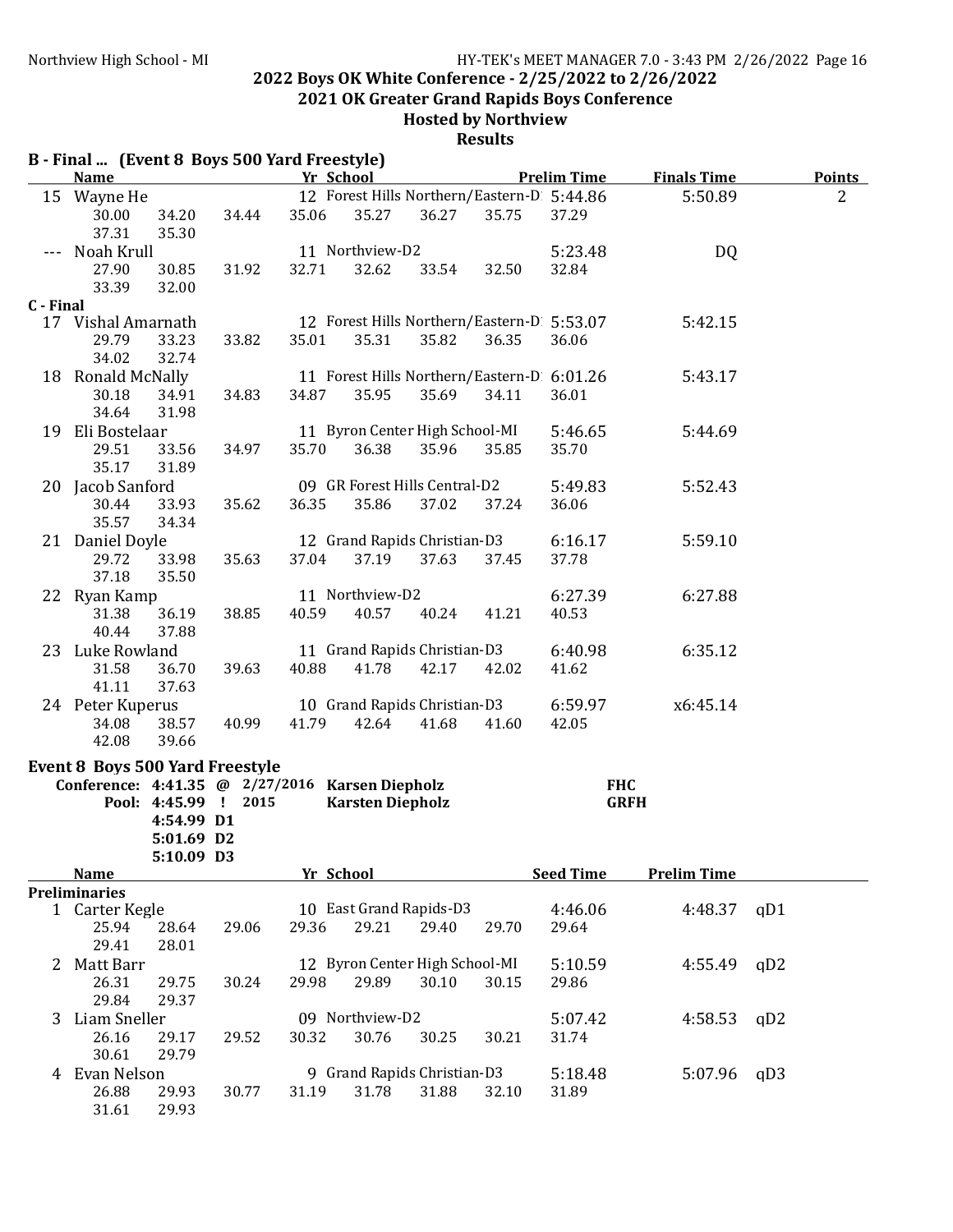## 2022 Boys OK White Conference - 2/25/2022 to 2/26/2022

## 2021 OK Greater Grand Rapids Boys Conference

## Hosted by Northview

## Results

### B - Final ... (Event 8 Boys 500 Yard Freestyle)

| | Name | Yr | School | Prelim Time | Finals Time | Points |
|---|---|---|---|---|---|---|
| 15 | Wayne He | 12 | Forest Hills Northern/Eastern-D: | 5:44.86 | 5:50.89 | 2 |
| | 30.00 34.20 34.44 35.06 35.27 36.27 35.75 37.29 37.31 35.30 | | | | | |
| --- | Noah Krull | 11 | Northview-D2 | 5:23.48 | DQ | |
| | 27.90 30.85 31.92 32.71 32.62 33.54 32.50 32.84 33.39 32.00 | | | | | |

### C - Final

| | Name | Yr | School | Prelim Time | Finals Time |
|---|---|---|---|---|---|
| 17 | Vishal Amarnath | 12 | Forest Hills Northern/Eastern-D: | 5:53.07 | 5:42.15 |
| | 29.79 33.23 33.82 35.01 35.31 35.82 36.35 36.06 34.02 32.74 | | | | |
| 18 | Ronald McNally | 11 | Forest Hills Northern/Eastern-D: | 6:01.26 | 5:43.17 |
| | 30.18 34.91 34.83 34.87 35.95 35.69 34.11 36.01 34.64 31.98 | | | | |
| 19 | Eli Bostelaar | 11 | Byron Center High School-MI | 5:46.65 | 5:44.69 |
| | 29.51 33.56 34.97 35.70 36.38 35.96 35.85 35.70 35.17 31.89 | | | | |
| 20 | Jacob Sanford | 09 | GR Forest Hills Central-D2 | 5:49.83 | 5:52.43 |
| | 30.44 33.93 35.62 36.35 35.86 37.02 37.24 36.06 35.57 34.34 | | | | |
| 21 | Daniel Doyle | 12 | Grand Rapids Christian-D3 | 6:16.17 | 5:59.10 |
| | 29.72 33.98 35.63 37.04 37.19 37.63 37.45 37.78 37.18 35.50 | | | | |
| 22 | Ryan Kamp | 11 | Northview-D2 | 6:27.39 | 6:27.88 |
| | 31.38 36.19 38.85 40.59 40.57 40.24 41.21 40.53 40.44 37.88 | | | | |
| 23 | Luke Rowland | 11 | Grand Rapids Christian-D3 | 6:40.98 | 6:35.12 |
| | 31.58 36.70 39.63 40.88 41.78 42.17 42.02 41.62 41.11 37.63 | | | | |
| 24 | Peter Kuperus | 10 | Grand Rapids Christian-D3 | 6:59.97 | x6:45.14 |
| | 34.08 38.57 40.99 41.79 42.64 41.68 41.60 42.05 42.08 39.66 | | | | |

### Event 8 Boys 500 Yard Freestyle

Conference: 4:41.35 @ 2/27/2016 **Karsen Diepholz** FHC
Pool: 4:45.99 ! 2015 **Karsten Diepholz** GRFH
4:54.99 D1
5:01.69 D2
5:10.09 D3

### Preliminaries

| | Name | Yr | School | Seed Time | Prelim Time | |
|---|---|---|---|---|---|---|
| 1 | Carter Kegle | 10 | East Grand Rapids-D3 | 4:46.06 | 4:48.37 | qD1 |
| | 25.94 28.64 29.06 29.36 29.21 29.40 29.70 29.64 29.41 28.01 | | | | | |
| 2 | Matt Barr | 12 | Byron Center High School-MI | 5:10.59 | 4:55.49 | qD2 |
| | 26.31 29.75 30.24 29.98 29.89 30.10 30.15 29.86 29.84 29.37 | | | | | |
| 3 | Liam Sneller | 09 | Northview-D2 | 5:07.42 | 4:58.53 | qD2 |
| | 26.16 29.17 29.52 30.32 30.76 30.25 30.21 31.74 30.61 29.79 | | | | | |
| 4 | Evan Nelson | 9 | Grand Rapids Christian-D3 | 5:18.48 | 5:07.96 | qD3 |
| | 26.88 29.93 30.77 31.19 31.78 31.88 32.10 31.89 31.61 29.93 | | | | | |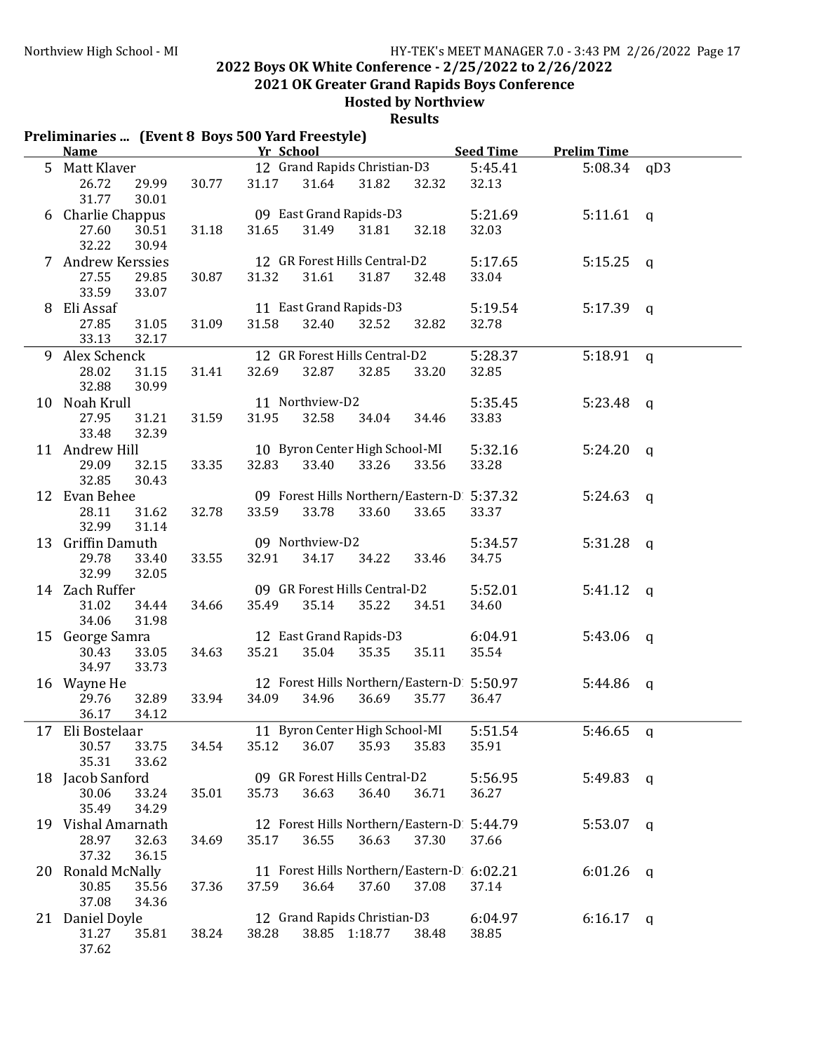## 2022 Boys OK White Conference - 2/25/2022 to 2/26/2022

### 2021 OK Greater Grand Rapids Boys Conference

### Hosted by Northview

### Results

**Preliminaries ... (Event 8 Boys 500 Yard Freestyle)**

| | Name | Yr | School | Seed Time | Prelim Time | |
|---|---|---|---|---|---|---|
| 5 | Matt Klaver | 12 | Grand Rapids Christian-D3 | 5:45.41 | 5:08.34 | qD3 |
| | 26.72 29.99 30.77 31.17 31.64 31.82 32.32 32.13 31.77 30.01 | | | | | |
| 6 | Charlie Chappus | 09 | East Grand Rapids-D3 | 5:21.69 | 5:11.61 | q |
| | 27.60 30.51 31.18 31.65 31.49 31.81 32.18 32.03 32.22 30.94 | | | | | |
| 7 | Andrew Kerssies | 12 | GR Forest Hills Central-D2 | 5:17.65 | 5:15.25 | q |
| | 27.55 29.85 30.87 31.32 31.61 31.87 32.48 33.04 33.59 33.07 | | | | | |
| 8 | Eli Assaf | 11 | East Grand Rapids-D3 | 5:19.54 | 5:17.39 | q |
| | 27.85 31.05 31.09 31.58 32.40 32.52 32.82 32.78 33.13 32.17 | | | | | |
| 9 | Alex Schenck | 12 | GR Forest Hills Central-D2 | 5:28.37 | 5:18.91 | q |
| | 28.02 31.15 31.41 32.69 32.87 32.85 33.20 32.85 32.88 30.99 | | | | | |
| 10 | Noah Krull | 11 | Northview-D2 | 5:35.45 | 5:23.48 | q |
| | 27.95 31.21 31.59 31.95 32.58 34.04 34.46 33.83 33.48 32.39 | | | | | |
| 11 | Andrew Hill | 10 | Byron Center High School-MI | 5:32.16 | 5:24.20 | q |
| | 29.09 32.15 33.35 32.83 33.40 33.26 33.56 33.28 32.85 30.43 | | | | | |
| 12 | Evan Behee | 09 | Forest Hills Northern/Eastern-D: | 5:37.32 | 5:24.63 | q |
| | 28.11 31.62 32.78 33.59 33.78 33.60 33.65 33.37 32.99 31.14 | | | | | |
| 13 | Griffin Damuth | 09 | Northview-D2 | 5:34.57 | 5:31.28 | q |
| | 29.78 33.40 33.55 32.91 34.17 34.22 33.46 34.75 32.99 32.05 | | | | | |
| 14 | Zach Ruffer | 09 | GR Forest Hills Central-D2 | 5:52.01 | 5:41.12 | q |
| | 31.02 34.44 34.66 35.49 35.14 35.22 34.51 34.60 34.06 31.98 | | | | | |
| 15 | George Samra | 12 | East Grand Rapids-D3 | 6:04.91 | 5:43.06 | q |
| | 30.43 33.05 34.63 35.21 35.04 35.35 35.11 35.54 34.97 33.73 | | | | | |
| 16 | Wayne He | 12 | Forest Hills Northern/Eastern-D: | 5:50.97 | 5:44.86 | q |
| | 29.76 32.89 33.94 34.09 34.96 36.69 35.77 36.47 36.17 34.12 | | | | | |
| 17 | Eli Bostelaar | 11 | Byron Center High School-MI | 5:51.54 | 5:46.65 | q |
| | 30.57 33.75 34.54 35.12 36.07 35.93 35.83 35.91 35.31 33.62 | | | | | |
| 18 | Jacob Sanford | 09 | GR Forest Hills Central-D2 | 5:56.95 | 5:49.83 | q |
| | 30.06 33.24 35.01 35.73 36.63 36.40 36.71 36.27 35.49 34.29 | | | | | |
| 19 | Vishal Amarnath | 12 | Forest Hills Northern/Eastern-D: | 5:44.79 | 5:53.07 | q |
| | 28.97 32.63 34.69 35.17 36.55 36.63 37.30 37.66 37.32 36.15 | | | | | |
| 20 | Ronald McNally | 11 | Forest Hills Northern/Eastern-D: | 6:02.21 | 6:01.26 | q |
| | 30.85 35.56 37.36 37.59 36.64 37.60 37.08 37.14 37.08 34.36 | | | | | |
| 21 | Daniel Doyle | 12 | Grand Rapids Christian-D3 | 6:04.97 | 6:16.17 | q |
| | 31.27 35.81 38.24 38.28 38.85 1:18.77 38.48 38.85 37.62 | | | | | |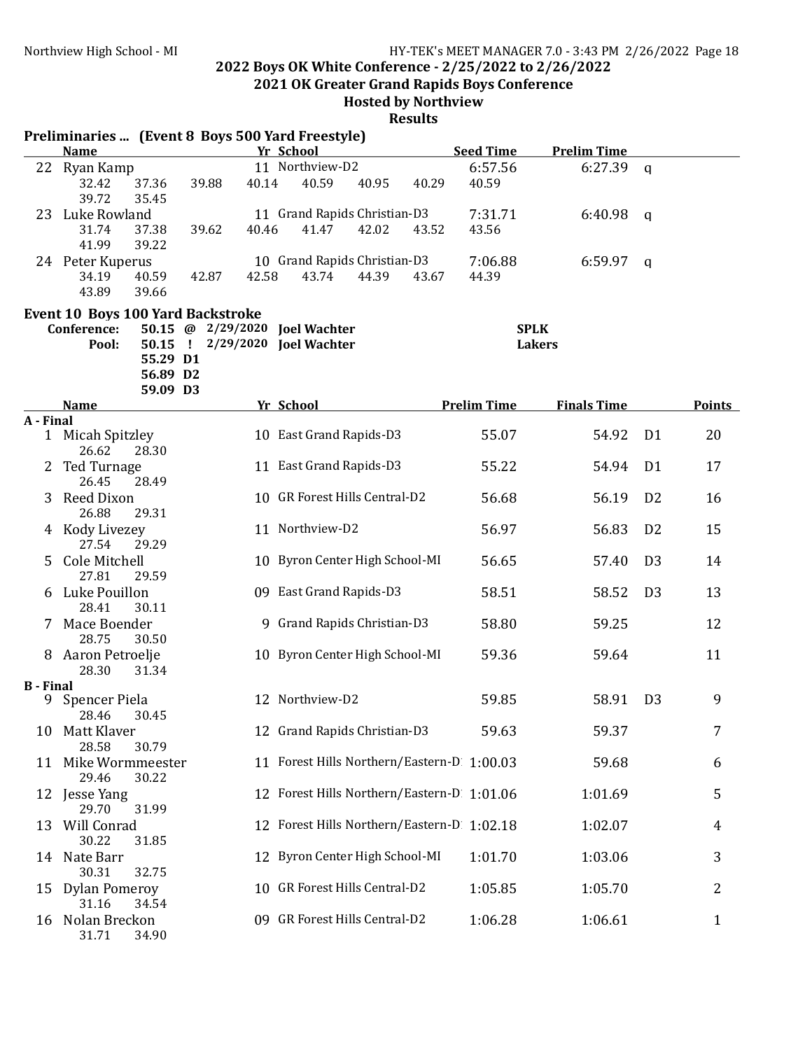## 2022 Boys OK White Conference - 2/25/2022 to 2/26/2022

## 2021 OK Greater Grand Rapids Boys Conference

### Hosted by Northview

### Results

### Preliminaries ... (Event 8 Boys 500 Yard Freestyle)

| | Name | Yr | School | Seed Time | Prelim Time | |
|---|---|---|---|---|---|---|
| 22 | Ryan Kamp | 11 | Northview-D2 | 6:57.56 | 6:27.39 | q |
| | 32.42 37.36 39.88 40.14 40.59 40.95 40.29 40.59 39.72 35.45 | | | | | |
| 23 | Luke Rowland | 11 | Grand Rapids Christian-D3 | 7:31.71 | 6:40.98 | q |
| | 31.74 37.38 39.62 40.46 41.47 42.02 43.52 43.56 41.99 39.22 | | | | | |
| 24 | Peter Kuperus | 10 | Grand Rapids Christian-D3 | 7:06.88 | 6:59.97 | q |
| | 34.19 40.59 42.87 42.58 43.74 44.39 43.67 44.39 43.89 39.66 | | | | | |

### Event 10 Boys 100 Yard Backstroke

| | | | | | |
|---|---|---|---|---|---|
| Conference: | 50.15 | @ | 2/29/2020 | Joel Wachter | SPLK |
| Pool: | 50.15 | ! | 2/29/2020 | Joel Wachter | Lakers |
| | 55.29 | D1 | | | |
| | 56.89 | D2 | | | |
| | 59.09 | D3 | | | |

| | Name | Yr | School | Prelim Time | Finals Time | | Points |
|---|---|---|---|---|---|---|---|
| **A - Final** | | | | | | | |
| 1 | Micah Spitzley | 10 | East Grand Rapids-D3 | 55.07 | 54.92 | D1 | 20 |
| | 26.62 28.30 | | | | | | |
| 2 | Ted Turnage | 11 | East Grand Rapids-D3 | 55.22 | 54.94 | D1 | 17 |
| | 26.45 28.49 | | | | | | |
| 3 | Reed Dixon | 10 | GR Forest Hills Central-D2 | 56.68 | 56.19 | D2 | 16 |
| | 26.88 29.31 | | | | | | |
| 4 | Kody Livezey | 11 | Northview-D2 | 56.97 | 56.83 | D2 | 15 |
| | 27.54 29.29 | | | | | | |
| 5 | Cole Mitchell | 10 | Byron Center High School-MI | 56.65 | 57.40 | D3 | 14 |
| | 27.81 29.59 | | | | | | |
| 6 | Luke Pouillon | 09 | East Grand Rapids-D3 | 58.51 | 58.52 | D3 | 13 |
| | 28.41 30.11 | | | | | | |
| 7 | Mace Boender | 9 | Grand Rapids Christian-D3 | 58.80 | 59.25 | | 12 |
| | 28.75 30.50 | | | | | | |
| 8 | Aaron Petroelje | 10 | Byron Center High School-MI | 59.36 | 59.64 | | 11 |
| | 28.30 31.34 | | | | | | |
| **B - Final** | | | | | | | |
| 9 | Spencer Piela | 12 | Northview-D2 | 59.85 | 58.91 | D3 | 9 |
| | 28.46 30.45 | | | | | | |
| 10 | Matt Klaver | 12 | Grand Rapids Christian-D3 | 59.63 | 59.37 | | 7 |
| | 28.58 30.79 | | | | | | |
| 11 | Mike Wormmeester | 11 | Forest Hills Northern/Eastern-D | 1:00.03 | 59.68 | | 6 |
| | 29.46 30.22 | | | | | | |
| 12 | Jesse Yang | 12 | Forest Hills Northern/Eastern-D | 1:01.06 | 1:01.69 | | 5 |
| | 29.70 31.99 | | | | | | |
| 13 | Will Conrad | 12 | Forest Hills Northern/Eastern-D | 1:02.18 | 1:02.07 | | 4 |
| | 30.22 31.85 | | | | | | |
| 14 | Nate Barr | 12 | Byron Center High School-MI | 1:01.70 | 1:03.06 | | 3 |
| | 30.31 32.75 | | | | | | |
| 15 | Dylan Pomeroy | 10 | GR Forest Hills Central-D2 | 1:05.85 | 1:05.70 | | 2 |
| | 31.16 34.54 | | | | | | |
| 16 | Nolan Breckon | 09 | GR Forest Hills Central-D2 | 1:06.28 | 1:06.61 | | 1 |
| | 31.71 34.90 | | | | | | |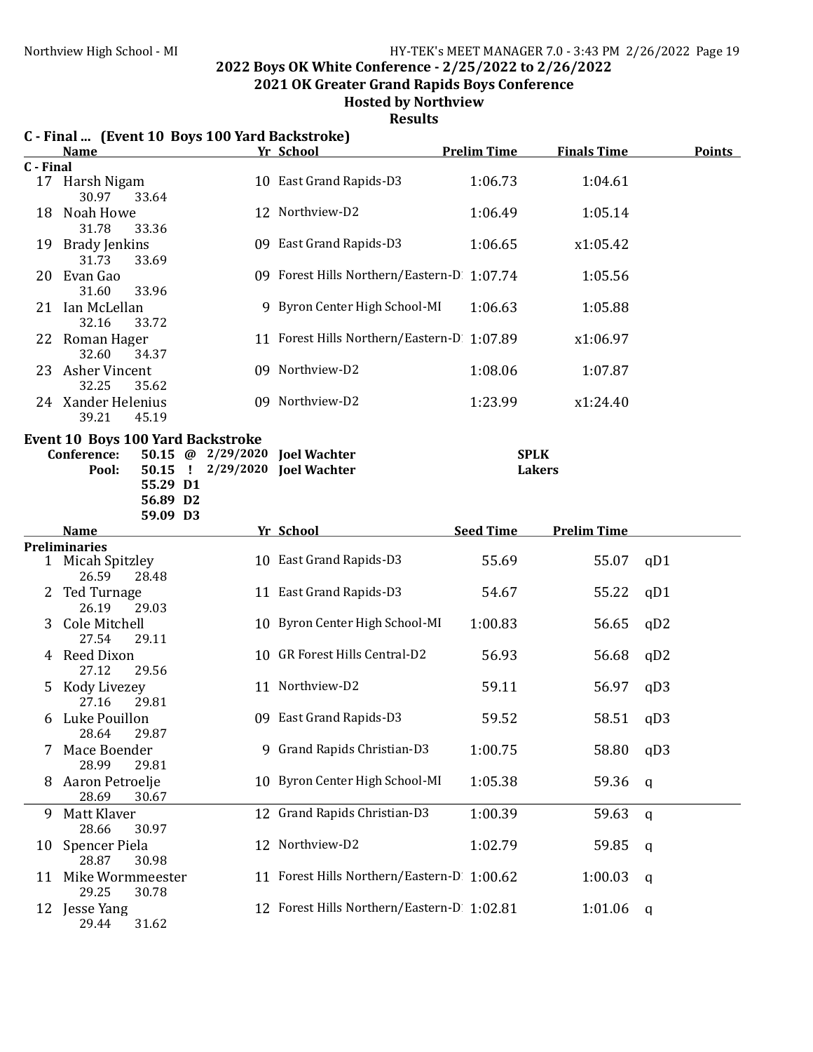## 2022 Boys OK White Conference - 2/25/2022 to 2/26/2022
## 2021 OK Greater Grand Rapids Boys Conference
## Hosted by Northview
## Results

### C - Final ... (Event 10 Boys 100 Yard Backstroke)

| | Name | Yr | School | Prelim Time | Finals Time | Points |
|---|---|---|---|---|---|---|
| **C - Final** | | | | | | |
| 17 | Harsh Nigam | 10 | East Grand Rapids-D3 | 1:06.73 | 1:04.61 | |
| | 30.97 33.64 | | | | | |
| 18 | Noah Howe | 12 | Northview-D2 | 1:06.49 | 1:05.14 | |
| | 31.78 33.36 | | | | | |
| 19 | Brady Jenkins | 09 | East Grand Rapids-D3 | 1:06.65 | x1:05.42 | |
| | 31.73 33.69 | | | | | |
| 20 | Evan Gao | 09 | Forest Hills Northern/Eastern-D: | 1:07.74 | 1:05.56 | |
| | 31.60 33.96 | | | | | |
| 21 | Ian McLellan | 9 | Byron Center High School-MI | 1:06.63 | 1:05.88 | |
| | 32.16 33.72 | | | | | |
| 22 | Roman Hager | 11 | Forest Hills Northern/Eastern-D: | 1:07.89 | x1:06.97 | |
| | 32.60 34.37 | | | | | |
| 23 | Asher Vincent | 09 | Northview-D2 | 1:08.06 | 1:07.87 | |
| | 32.25 35.62 | | | | | |
| 24 | Xander Helenius | 09 | Northview-D2 | 1:23.99 | x1:24.40 | |
| | 39.21 45.19 | | | | | |

### Event 10 Boys 100 Yard Backstroke

| | Time | | Date | Name | Team |
|---|---|---|---|---|---|
| Conference: | 50.15 | @ | 2/29/2020 | Joel Wachter | SPLK |
| Pool: | 50.15 | ! | 2/29/2020 | Joel Wachter | Lakers |
| | 55.29 | D1 | | | |
| | 56.89 | D2 | | | |
| | 59.09 | D3 | | | |

| | Name | Yr | School | Seed Time | Prelim Time | |
|---|---|---|---|---|---|---|
| **Preliminaries** | | | | | | |
| 1 | Micah Spitzley | 10 | East Grand Rapids-D3 | 55.69 | 55.07 | qD1 |
| | 26.59 28.48 | | | | | |
| 2 | Ted Turnage | 11 | East Grand Rapids-D3 | 54.67 | 55.22 | qD1 |
| | 26.19 29.03 | | | | | |
| 3 | Cole Mitchell | 10 | Byron Center High School-MI | 1:00.83 | 56.65 | qD2 |
| | 27.54 29.11 | | | | | |
| 4 | Reed Dixon | 10 | GR Forest Hills Central-D2 | 56.93 | 56.68 | qD2 |
| | 27.12 29.56 | | | | | |
| 5 | Kody Livezey | 11 | Northview-D2 | 59.11 | 56.97 | qD3 |
| | 27.16 29.81 | | | | | |
| 6 | Luke Pouillon | 09 | East Grand Rapids-D3 | 59.52 | 58.51 | qD3 |
| | 28.64 29.87 | | | | | |
| 7 | Mace Boender | 9 | Grand Rapids Christian-D3 | 1:00.75 | 58.80 | qD3 |
| | 28.99 29.81 | | | | | |
| 8 | Aaron Petroelje | 10 | Byron Center High School-MI | 1:05.38 | 59.36 | q |
| | 28.69 30.67 | | | | | |
| 9 | Matt Klaver | 12 | Grand Rapids Christian-D3 | 1:00.39 | 59.63 | q |
| | 28.66 30.97 | | | | | |
| 10 | Spencer Piela | 12 | Northview-D2 | 1:02.79 | 59.85 | q |
| | 28.87 30.98 | | | | | |
| 11 | Mike Wormmeester | 11 | Forest Hills Northern/Eastern-D: | 1:00.62 | 1:00.03 | q |
| | 29.25 30.78 | | | | | |
| 12 | Jesse Yang | 12 | Forest Hills Northern/Eastern-D: | 1:02.81 | 1:01.06 | q |
| | 29.44 31.62 | | | | | |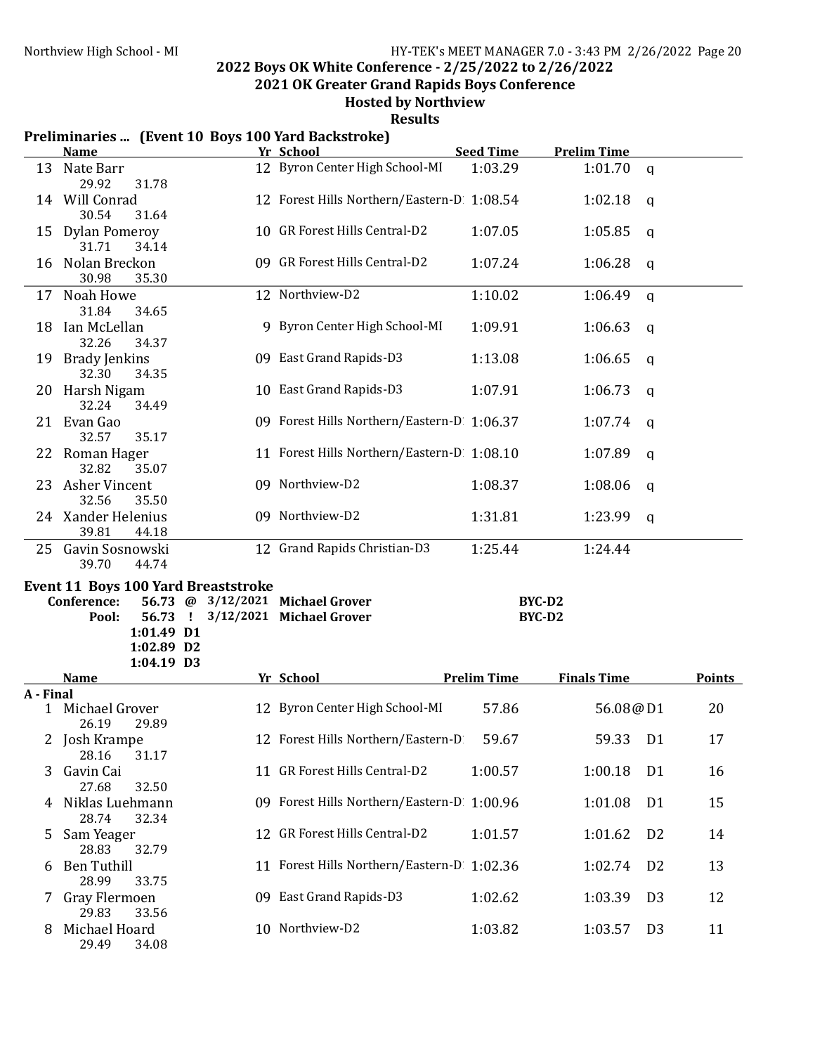## 2022 Boys OK White Conference - 2/25/2022 to 2/26/2022
## 2021 OK Greater Grand Rapids Boys Conference
## Hosted by Northview
## Results

### Preliminaries ... (Event 10 Boys 100 Yard Backstroke)

| | Name | Yr | School | Seed Time | Prelim Time | |
|---|---|---|---|---|---|---|
| 13 | Nate Barr<br>29.92 31.78 | 12 | Byron Center High School-MI | 1:03.29 | 1:01.70 | q |
| 14 | Will Conrad<br>30.54 31.64 | 12 | Forest Hills Northern/Eastern-D: | 1:08.54 | 1:02.18 | q |
| 15 | Dylan Pomeroy<br>31.71 34.14 | 10 | GR Forest Hills Central-D2 | 1:07.05 | 1:05.85 | q |
| 16 | Nolan Breckon<br>30.98 35.30 | 09 | GR Forest Hills Central-D2 | 1:07.24 | 1:06.28 | q |
| 17 | Noah Howe<br>31.84 34.65 | 12 | Northview-D2 | 1:10.02 | 1:06.49 | q |
| 18 | Ian McLellan<br>32.26 34.37 | 9 | Byron Center High School-MI | 1:09.91 | 1:06.63 | q |
| 19 | Brady Jenkins<br>32.30 34.35 | 09 | East Grand Rapids-D3 | 1:13.08 | 1:06.65 | q |
| 20 | Harsh Nigam<br>32.24 34.49 | 10 | East Grand Rapids-D3 | 1:07.91 | 1:06.73 | q |
| 21 | Evan Gao<br>32.57 35.17 | 09 | Forest Hills Northern/Eastern-D: | 1:06.37 | 1:07.74 | q |
| 22 | Roman Hager<br>32.82 35.07 | 11 | Forest Hills Northern/Eastern-D: | 1:08.10 | 1:07.89 | q |
| 23 | Asher Vincent<br>32.56 35.50 | 09 | Northview-D2 | 1:08.37 | 1:08.06 | q |
| 24 | Xander Helenius<br>39.81 44.18 | 09 | Northview-D2 | 1:31.81 | 1:23.99 | q |
| 25 | Gavin Sosnowski<br>39.70 44.74 | 12 | Grand Rapids Christian-D3 | 1:25.44 | 1:24.44 | |

### Event 11 Boys 100 Yard Breaststroke

**Conference:** 56.73 @ 3/12/2021 **Michael Grover** BYC-D2
**Pool:** 56.73 ! 3/12/2021 **Michael Grover** BYC-D2
1:01.49 D1
1:02.89 D2
1:04.19 D3

| | Name | Yr | School | Prelim Time | Finals Time | | Points |
|---|---|---|---|---|---|---|---|
| **A - Final** | | | | | | | |
| 1 | Michael Grover<br>26.19 29.89 | 12 | Byron Center High School-MI | 57.86 | 56.08@ | D1 | 20 |
| 2 | Josh Krampe<br>28.16 31.17 | 12 | Forest Hills Northern/Eastern-D: | 59.67 | 59.33 | D1 | 17 |
| 3 | Gavin Cai<br>27.68 32.50 | 11 | GR Forest Hills Central-D2 | 1:00.57 | 1:00.18 | D1 | 16 |
| 4 | Niklas Luehmann<br>28.74 32.34 | 09 | Forest Hills Northern/Eastern-D: | 1:00.96 | 1:01.08 | D1 | 15 |
| 5 | Sam Yeager<br>28.83 32.79 | 12 | GR Forest Hills Central-D2 | 1:01.57 | 1:01.62 | D2 | 14 |
| 6 | Ben Tuthill<br>28.99 33.75 | 11 | Forest Hills Northern/Eastern-D: | 1:02.36 | 1:02.74 | D2 | 13 |
| 7 | Gray Flermoen<br>29.83 33.56 | 09 | East Grand Rapids-D3 | 1:02.62 | 1:03.39 | D3 | 12 |
| 8 | Michael Hoard<br>29.49 34.08 | 10 | Northview-D2 | 1:03.82 | 1:03.57 | D3 | 11 |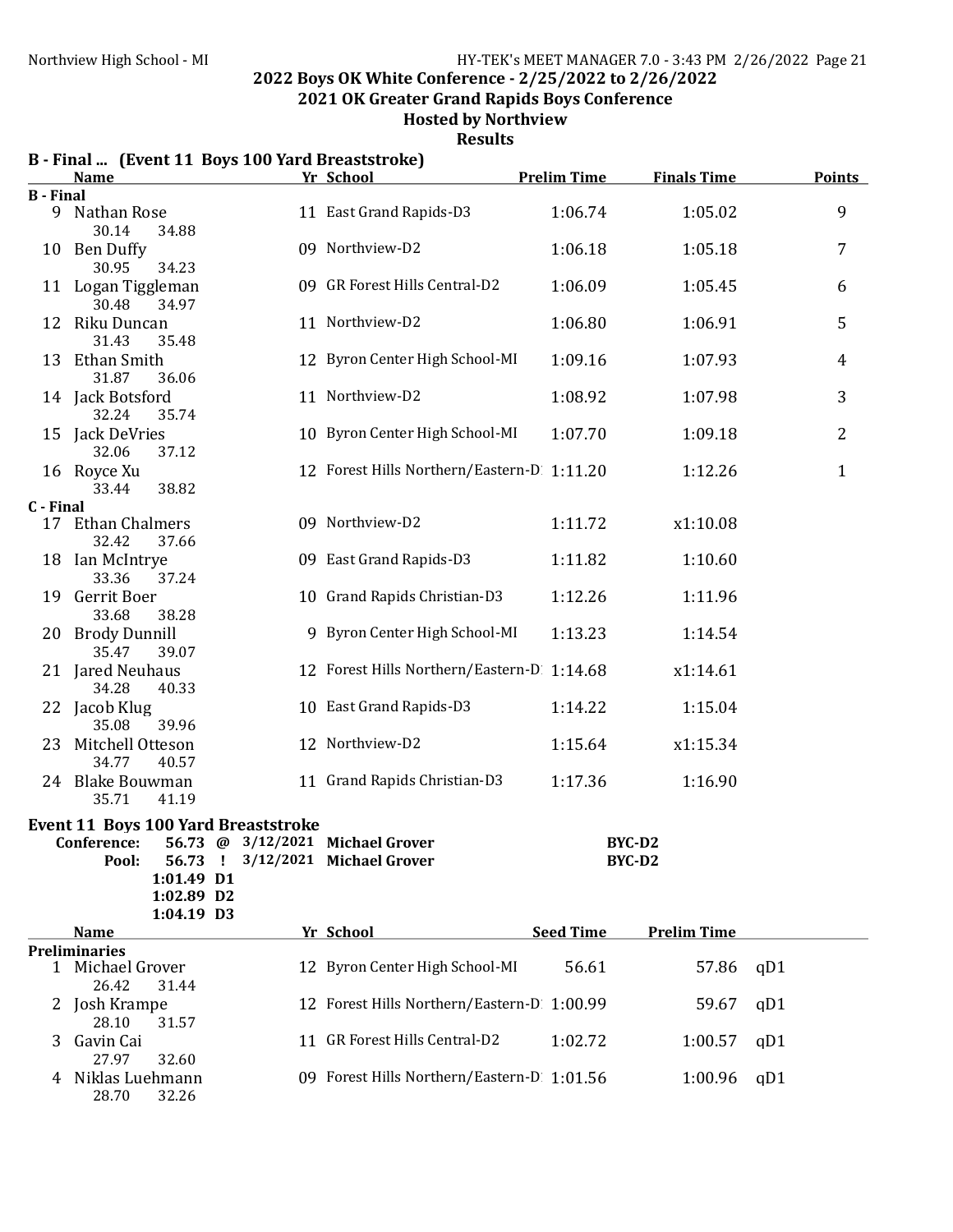## 2022 Boys OK White Conference - 2/25/2022 to 2/26/2022

## 2021 OK Greater Grand Rapids Boys Conference

### Hosted by Northview

### Results

### B - Final ... (Event 11 Boys 100 Yard Breaststroke)

| | Name | Yr | School | Prelim Time | Finals Time | Points |
|---|---|---|---|---|---|---|
| **B - Final** | | | | | | |
| 9 | Nathan Rose | 11 | East Grand Rapids-D3 | 1:06.74 | 1:05.02 | 9 |
| | 30.14 34.88 | | | | | |
| 10 | Ben Duffy | 09 | Northview-D2 | 1:06.18 | 1:05.18 | 7 |
| | 30.95 34.23 | | | | | |
| 11 | Logan Tiggleman | 09 | GR Forest Hills Central-D2 | 1:06.09 | 1:05.45 | 6 |
| | 30.48 34.97 | | | | | |
| 12 | Riku Duncan | 11 | Northview-D2 | 1:06.80 | 1:06.91 | 5 |
| | 31.43 35.48 | | | | | |
| 13 | Ethan Smith | 12 | Byron Center High School-MI | 1:09.16 | 1:07.93 | 4 |
| | 31.87 36.06 | | | | | |
| 14 | Jack Botsford | 11 | Northview-D2 | 1:08.92 | 1:07.98 | 3 |
| | 32.24 35.74 | | | | | |
| 15 | Jack DeVries | 10 | Byron Center High School-MI | 1:07.70 | 1:09.18 | 2 |
| | 32.06 37.12 | | | | | |
| 16 | Royce Xu | 12 | Forest Hills Northern/Eastern-D | 1:11.20 | 1:12.26 | 1 |
| | 33.44 38.82 | | | | | |
| **C - Final** | | | | | | |
| 17 | Ethan Chalmers | 09 | Northview-D2 | 1:11.72 | x1:10.08 | |
| | 32.42 37.66 | | | | | |
| 18 | Ian McIntrye | 09 | East Grand Rapids-D3 | 1:11.82 | 1:10.60 | |
| | 33.36 37.24 | | | | | |
| 19 | Gerrit Boer | 10 | Grand Rapids Christian-D3 | 1:12.26 | 1:11.96 | |
| | 33.68 38.28 | | | | | |
| 20 | Brody Dunnill | 9 | Byron Center High School-MI | 1:13.23 | 1:14.54 | |
| | 35.47 39.07 | | | | | |
| 21 | Jared Neuhaus | 12 | Forest Hills Northern/Eastern-D | 1:14.68 | x1:14.61 | |
| | 34.28 40.33 | | | | | |
| 22 | Jacob Klug | 10 | East Grand Rapids-D3 | 1:14.22 | 1:15.04 | |
| | 35.08 39.96 | | | | | |
| 23 | Mitchell Otteson | 12 | Northview-D2 | 1:15.64 | x1:15.34 | |
| | 34.77 40.57 | | | | | |
| 24 | Blake Bouwman | 11 | Grand Rapids Christian-D3 | 1:17.36 | 1:16.90 | |
| | 35.71 41.19 | | | | | |

### Event 11 Boys 100 Yard Breaststroke

| | | | | | |
|---|---|---|---|---|---|
| Conference: | 56.73 | @ | 3/12/2021 | Michael Grover | BYC-D2 |
| Pool: | 56.73 | ! | 3/12/2021 | Michael Grover | BYC-D2 |
| | 1:01.49 | D1 | | | |
| | 1:02.89 | D2 | | | |
| | 1:04.19 | D3 | | | |

| | Name | Yr | School | Seed Time | Prelim Time | |
|---|---|---|---|---|---|---|
| **Preliminaries** | | | | | | |
| 1 | Michael Grover | 12 | Byron Center High School-MI | 56.61 | 57.86 | qD1 |
| | 26.42 31.44 | | | | | |
| 2 | Josh Krampe | 12 | Forest Hills Northern/Eastern-D | 1:00.99 | 59.67 | qD1 |
| | 28.10 31.57 | | | | | |
| 3 | Gavin Cai | 11 | GR Forest Hills Central-D2 | 1:02.72 | 1:00.57 | qD1 |
| | 27.97 32.60 | | | | | |
| 4 | Niklas Luehmann | 09 | Forest Hills Northern/Eastern-D | 1:01.56 | 1:00.96 | qD1 |
| | 28.70 32.26 | | | | | |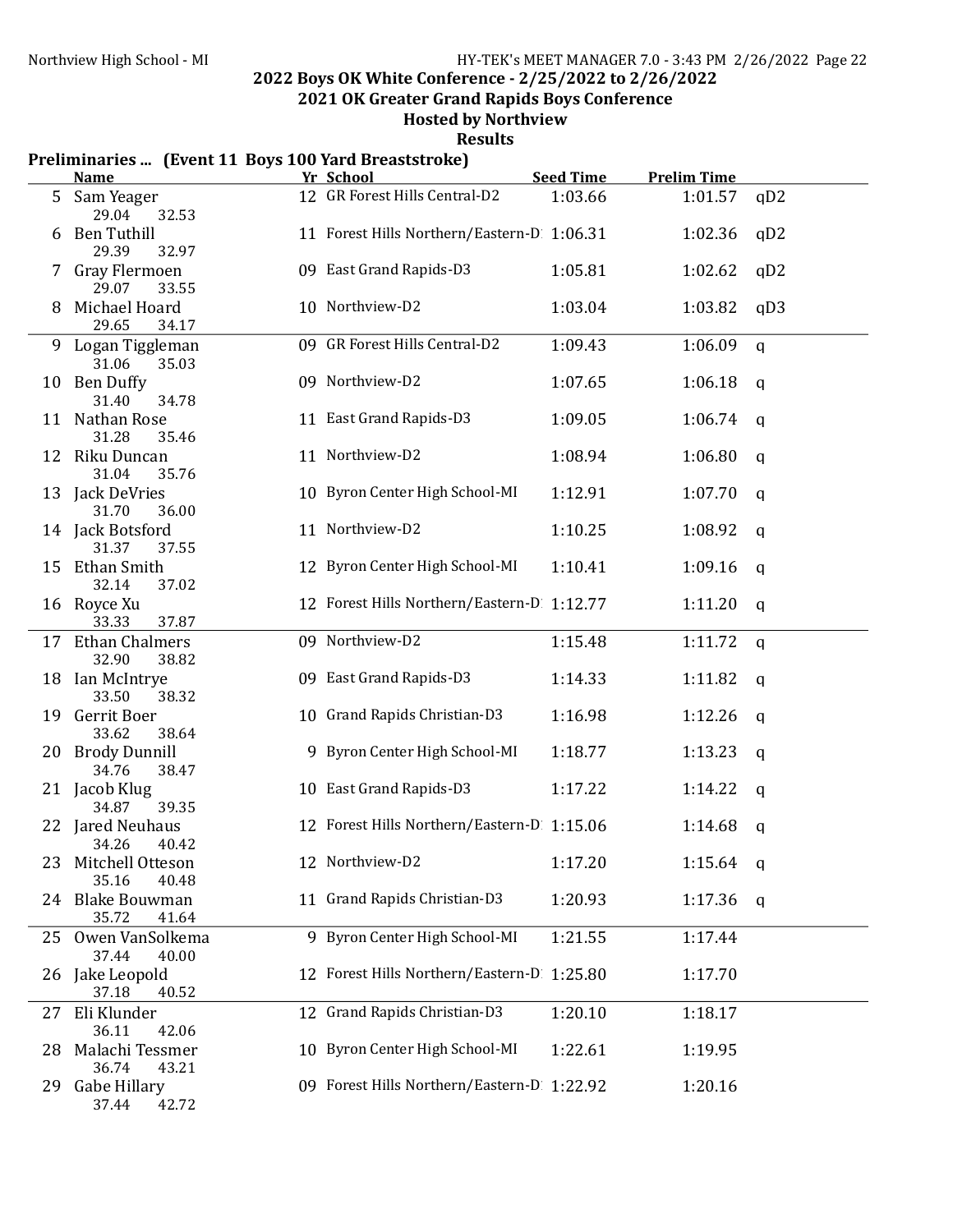## 2022 Boys OK White Conference - 2/25/2022 to 2/26/2022

### 2021 OK Greater Grand Rapids Boys Conference

### Hosted by Northview

### Results

**Preliminaries ... (Event 11 Boys 100 Yard Breaststroke)**

| | Name | Yr | School | Seed Time | Prelim Time | |
|---|---|---|---|---|---|---|
| 5 | Sam Yeager | 12 | GR Forest Hills Central-D2 | 1:03.66 | 1:01.57 | qD2 |
| | 29.04 32.53 | | | | | |
| 6 | Ben Tuthill | 11 | Forest Hills Northern/Eastern-D: | 1:06.31 | 1:02.36 | qD2 |
| | 29.39 32.97 | | | | | |
| 7 | Gray Flermoen | 09 | East Grand Rapids-D3 | 1:05.81 | 1:02.62 | qD2 |
| | 29.07 33.55 | | | | | |
| 8 | Michael Hoard | 10 | Northview-D2 | 1:03.04 | 1:03.82 | qD3 |
| | 29.65 34.17 | | | | | |
| 9 | Logan Tiggleman | 09 | GR Forest Hills Central-D2 | 1:09.43 | 1:06.09 | q |
| | 31.06 35.03 | | | | | |
| 10 | Ben Duffy | 09 | Northview-D2 | 1:07.65 | 1:06.18 | q |
| | 31.40 34.78 | | | | | |
| 11 | Nathan Rose | 11 | East Grand Rapids-D3 | 1:09.05 | 1:06.74 | q |
| | 31.28 35.46 | | | | | |
| 12 | Riku Duncan | 11 | Northview-D2 | 1:08.94 | 1:06.80 | q |
| | 31.04 35.76 | | | | | |
| 13 | Jack DeVries | 10 | Byron Center High School-MI | 1:12.91 | 1:07.70 | q |
| | 31.70 36.00 | | | | | |
| 14 | Jack Botsford | 11 | Northview-D2 | 1:10.25 | 1:08.92 | q |
| | 31.37 37.55 | | | | | |
| 15 | Ethan Smith | 12 | Byron Center High School-MI | 1:10.41 | 1:09.16 | q |
| | 32.14 37.02 | | | | | |
| 16 | Royce Xu | 12 | Forest Hills Northern/Eastern-D: | 1:12.77 | 1:11.20 | q |
| | 33.33 37.87 | | | | | |
| 17 | Ethan Chalmers | 09 | Northview-D2 | 1:15.48 | 1:11.72 | q |
| | 32.90 38.82 | | | | | |
| 18 | Ian McIntrye | 09 | East Grand Rapids-D3 | 1:14.33 | 1:11.82 | q |
| | 33.50 38.32 | | | | | |
| 19 | Gerrit Boer | 10 | Grand Rapids Christian-D3 | 1:16.98 | 1:12.26 | q |
| | 33.62 38.64 | | | | | |
| 20 | Brody Dunnill | 9 | Byron Center High School-MI | 1:18.77 | 1:13.23 | q |
| | 34.76 38.47 | | | | | |
| 21 | Jacob Klug | 10 | East Grand Rapids-D3 | 1:17.22 | 1:14.22 | q |
| | 34.87 39.35 | | | | | |
| 22 | Jared Neuhaus | 12 | Forest Hills Northern/Eastern-D: | 1:15.06 | 1:14.68 | q |
| | 34.26 40.42 | | | | | |
| 23 | Mitchell Otteson | 12 | Northview-D2 | 1:17.20 | 1:15.64 | q |
| | 35.16 40.48 | | | | | |
| 24 | Blake Bouwman | 11 | Grand Rapids Christian-D3 | 1:20.93 | 1:17.36 | q |
| | 35.72 41.64 | | | | | |
| 25 | Owen VanSolkema | 9 | Byron Center High School-MI | 1:21.55 | 1:17.44 | |
| | 37.44 40.00 | | | | | |
| 26 | Jake Leopold | 12 | Forest Hills Northern/Eastern-D: | 1:25.80 | 1:17.70 | |
| | 37.18 40.52 | | | | | |
| 27 | Eli Klunder | 12 | Grand Rapids Christian-D3 | 1:20.10 | 1:18.17 | |
| | 36.11 42.06 | | | | | |
| 28 | Malachi Tessmer | 10 | Byron Center High School-MI | 1:22.61 | 1:19.95 | |
| | 36.74 43.21 | | | | | |
| 29 | Gabe Hillary | 09 | Forest Hills Northern/Eastern-D: | 1:22.92 | 1:20.16 | |
| | 37.44 42.72 | | | | | |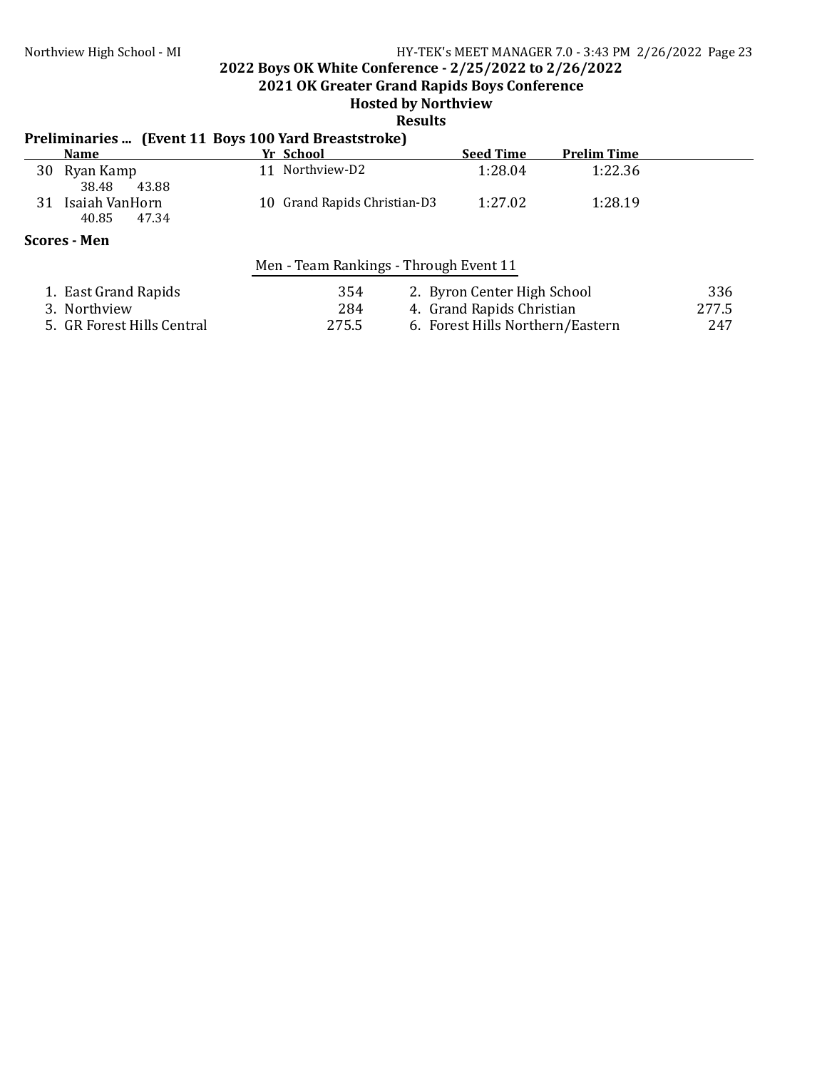# 2022 Boys OK White Conference - 2/25/2022 to 2/26/2022

## 2021 OK Greater Grand Rapids Boys Conference

### Hosted by Northview

### Results

**Preliminaries ... (Event 11 Boys 100 Yard Breaststroke)**

| | Name | Yr | School | Seed Time | Prelim Time |
|---|---|---|---|---|---|
| 30 | Ryan Kamp | 11 | Northview-D2 | 1:28.04 | 1:22.36 |
| | 38.48 43.88 | | | | |
| 31 | Isaiah VanHorn | 10 | Grand Rapids Christian-D3 | 1:27.02 | 1:28.19 |
| | 40.85 47.34 | | | | |

**Scores - Men**

Men - Team Rankings - Through Event 11

| | | | |
|---|---|---|---|
| 1. East Grand Rapids | 354 | 2. Byron Center High School | 336 |
| 3. Northview | 284 | 4. Grand Rapids Christian | 277.5 |
| 5. GR Forest Hills Central | 275.5 | 6. Forest Hills Northern/Eastern | 247 |